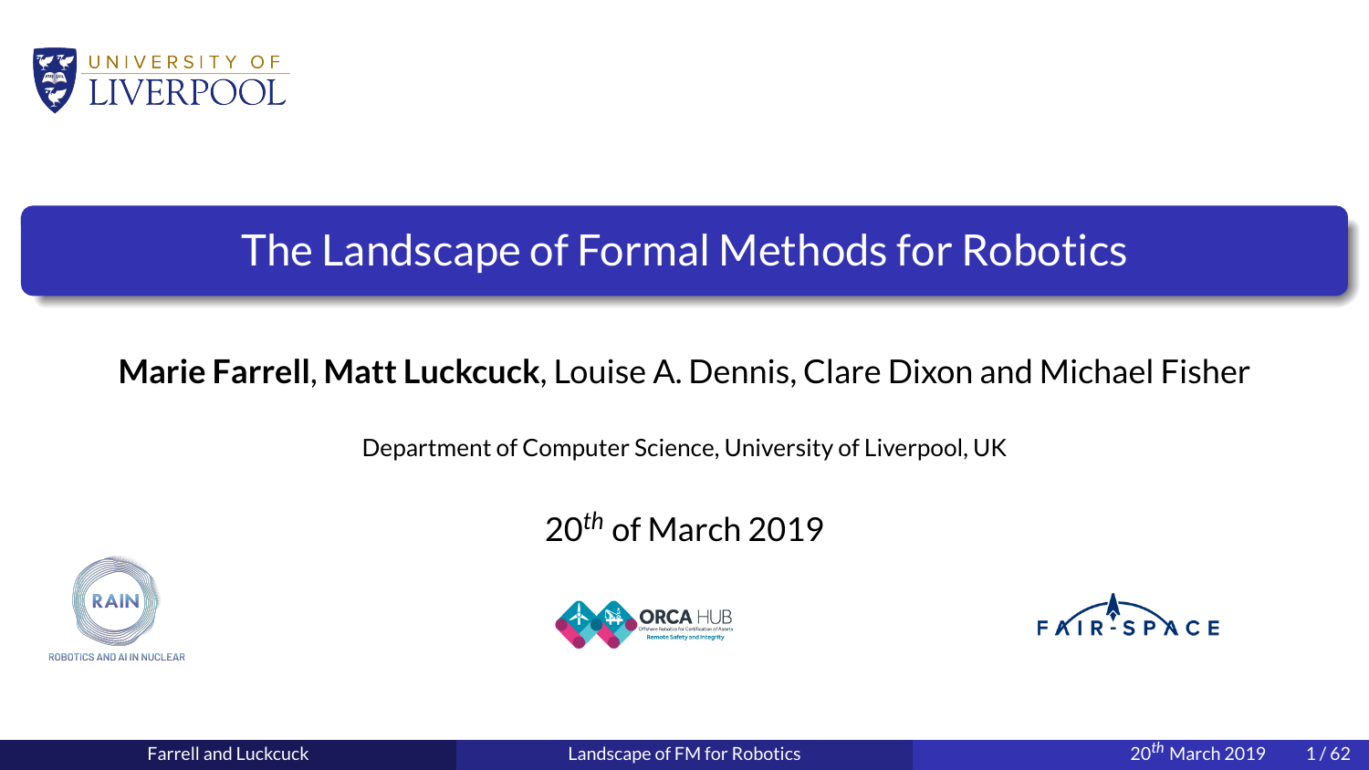# The Landscape of Formal Methods for Robotics

**Marie Farrell**, **Matt Luckcuck**, Louise A. Dennis, Clare Dixon and Michael Fisher

Department of Computer Science, University of Liverpool, UK

20$^{th}$ of March 2019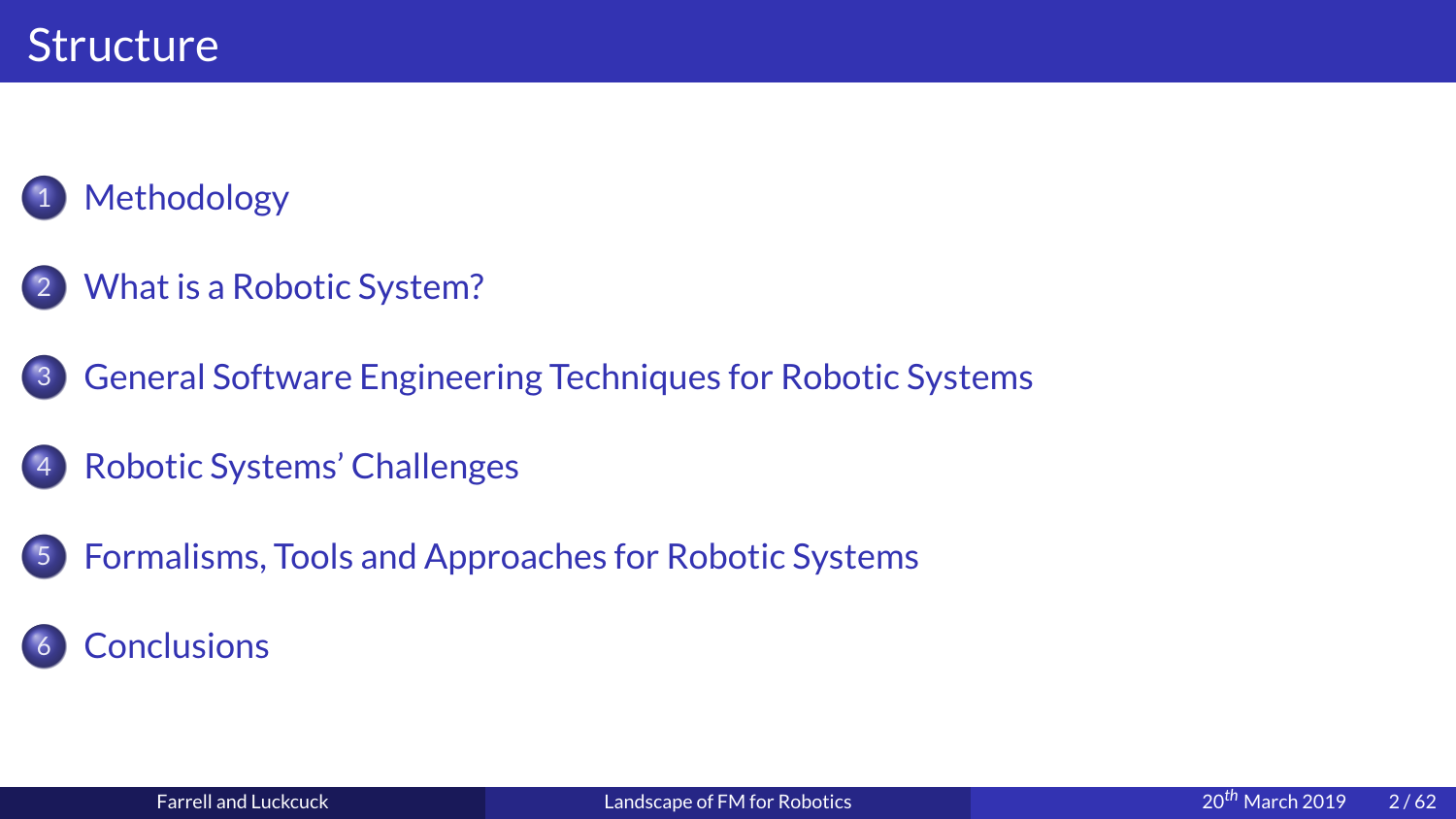# Structure

1. Methodology
2. What is a Robotic System?
3. General Software Engineering Techniques for Robotic Systems
4. Robotic Systems' Challenges
5. Formalisms, Tools and Approaches for Robotic Systems
6. Conclusions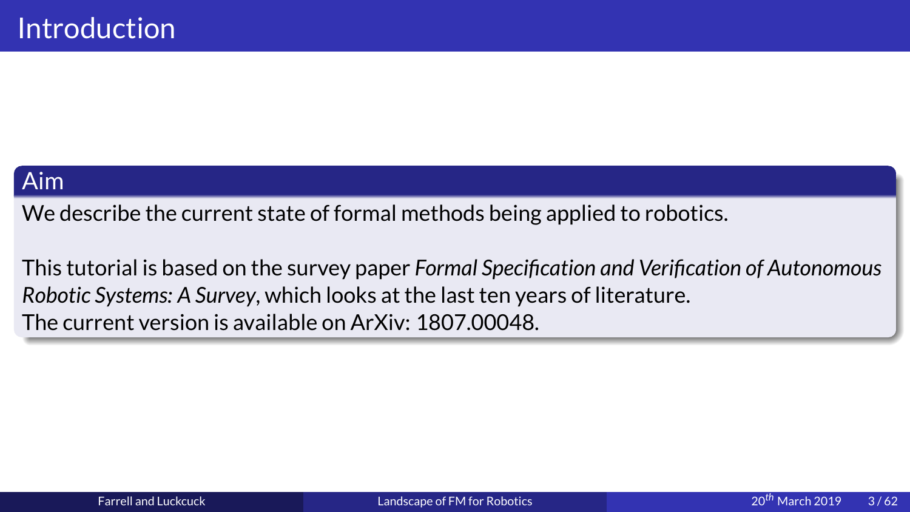# Introduction

## Aim

We describe the current state of formal methods being applied to robotics.

This tutorial is based on the survey paper *Formal Specification and Verification of Autonomous Robotic Systems: A Survey*, which looks at the last ten years of literature.
The current version is available on ArXiv: 1807.00048.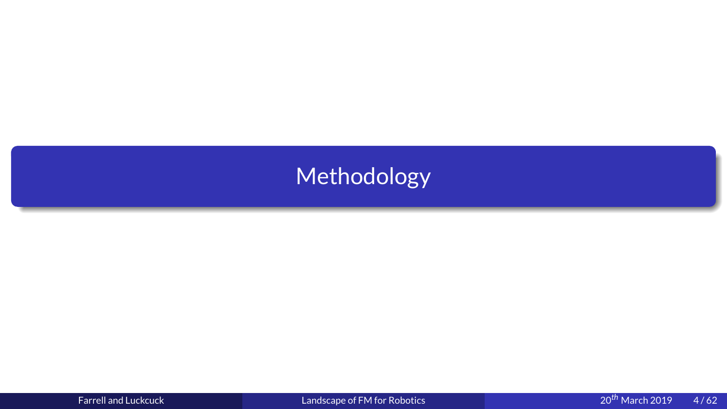# Methodology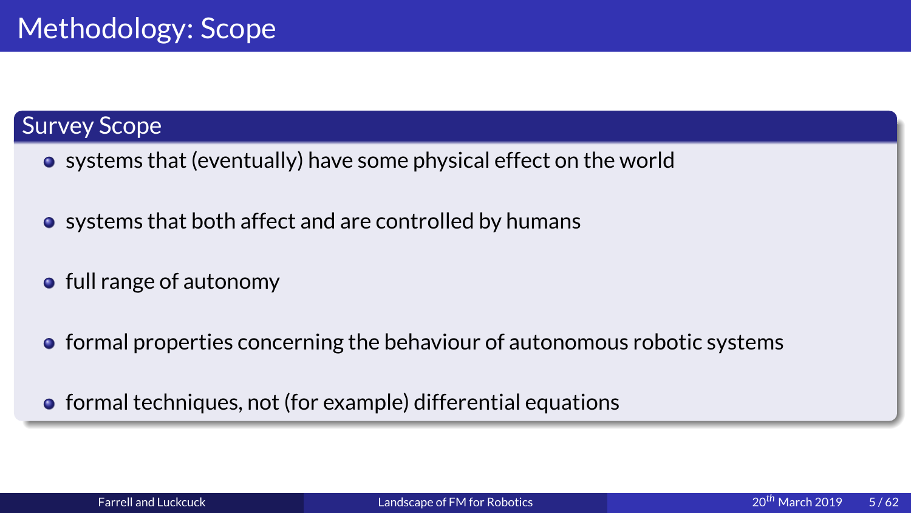# Methodology: Scope

## Survey Scope

- systems that (eventually) have some physical effect on the world
- systems that both affect and are controlled by humans
- full range of autonomy
- formal properties concerning the behaviour of autonomous robotic systems
- formal techniques, not (for example) differential equations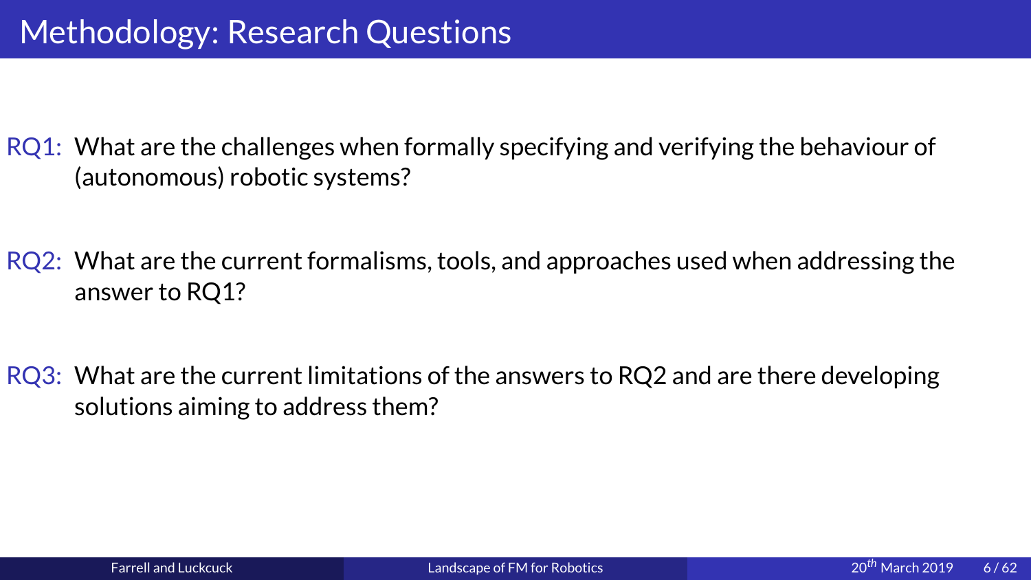# Methodology: Research Questions

RQ1: What are the challenges when formally specifying and verifying the behaviour of (autonomous) robotic systems?

RQ2: What are the current formalisms, tools, and approaches used when addressing the answer to RQ1?

RQ3: What are the current limitations of the answers to RQ2 and are there developing solutions aiming to address them?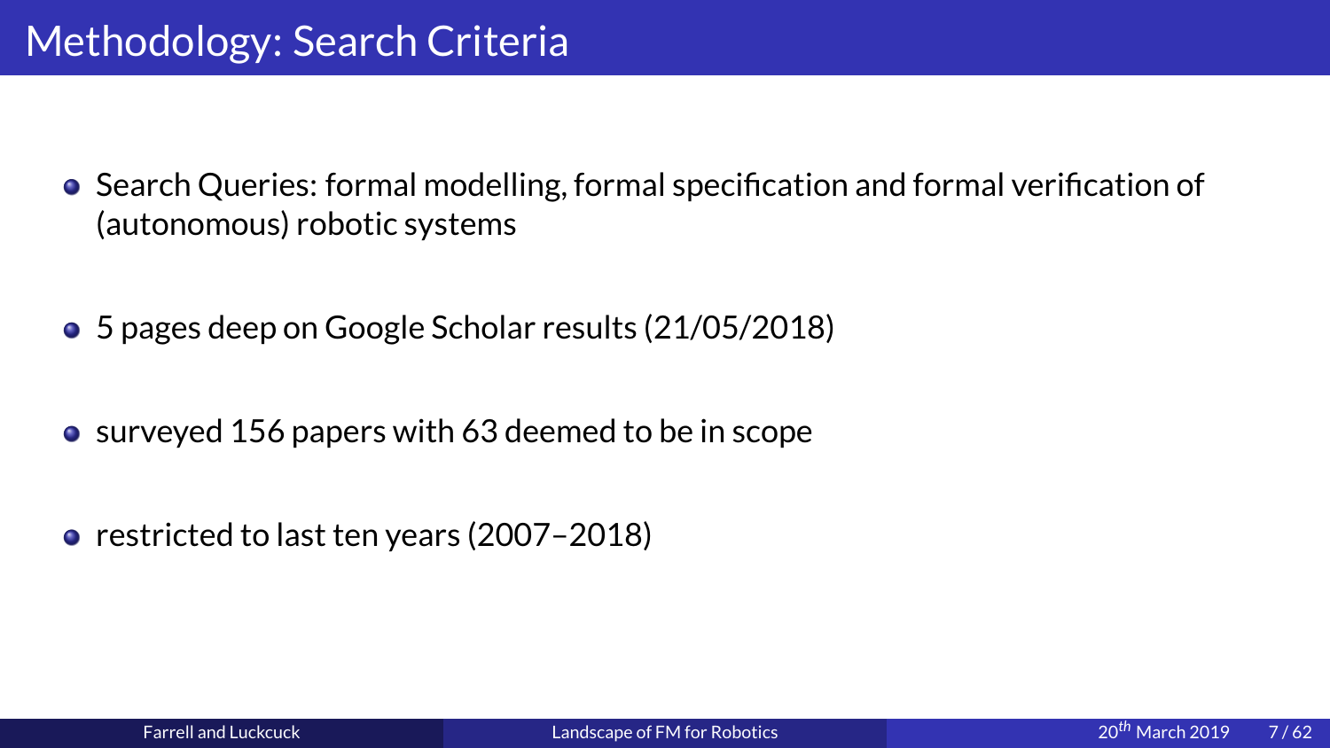# Methodology: Search Criteria

- Search Queries: formal modelling, formal specification and formal verification of (autonomous) robotic systems
- 5 pages deep on Google Scholar results (21/05/2018)
- surveyed 156 papers with 63 deemed to be in scope
- restricted to last ten years (2007–2018)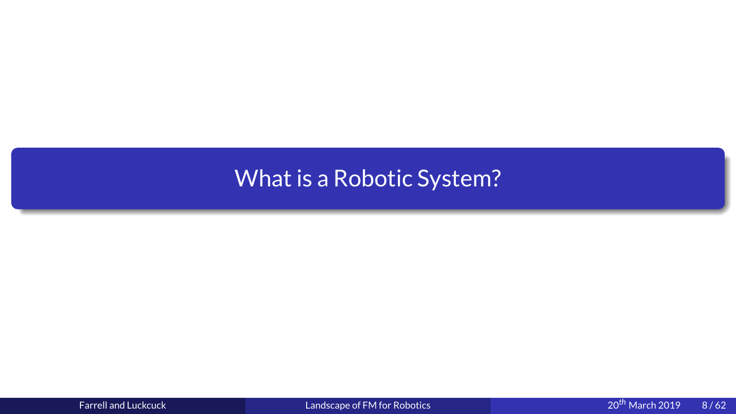# What is a Robotic System?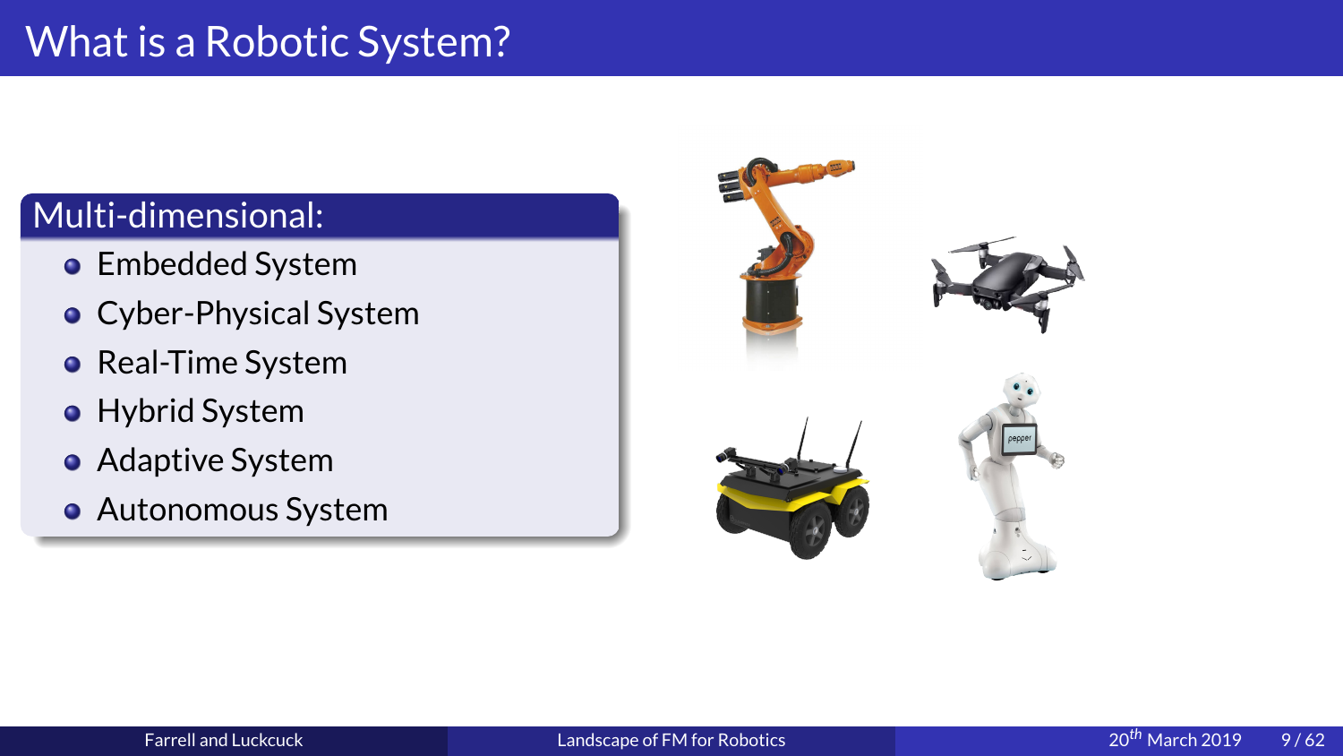# What is a Robotic System?

## Multi-dimensional:

- Embedded System
- Cyber-Physical System
- Real-Time System
- Hybrid System
- Adaptive System
- Autonomous System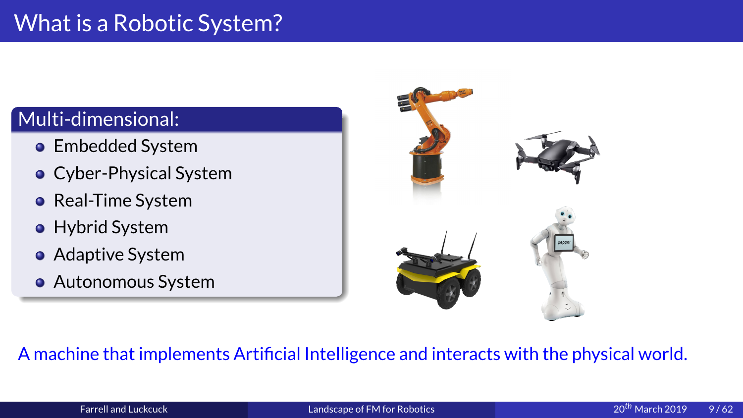# What is a Robotic System?

**Multi-dimensional:**

- Embedded System
- Cyber-Physical System
- Real-Time System
- Hybrid System
- Adaptive System
- Autonomous System

A machine that implements Artificial Intelligence and interacts with the physical world.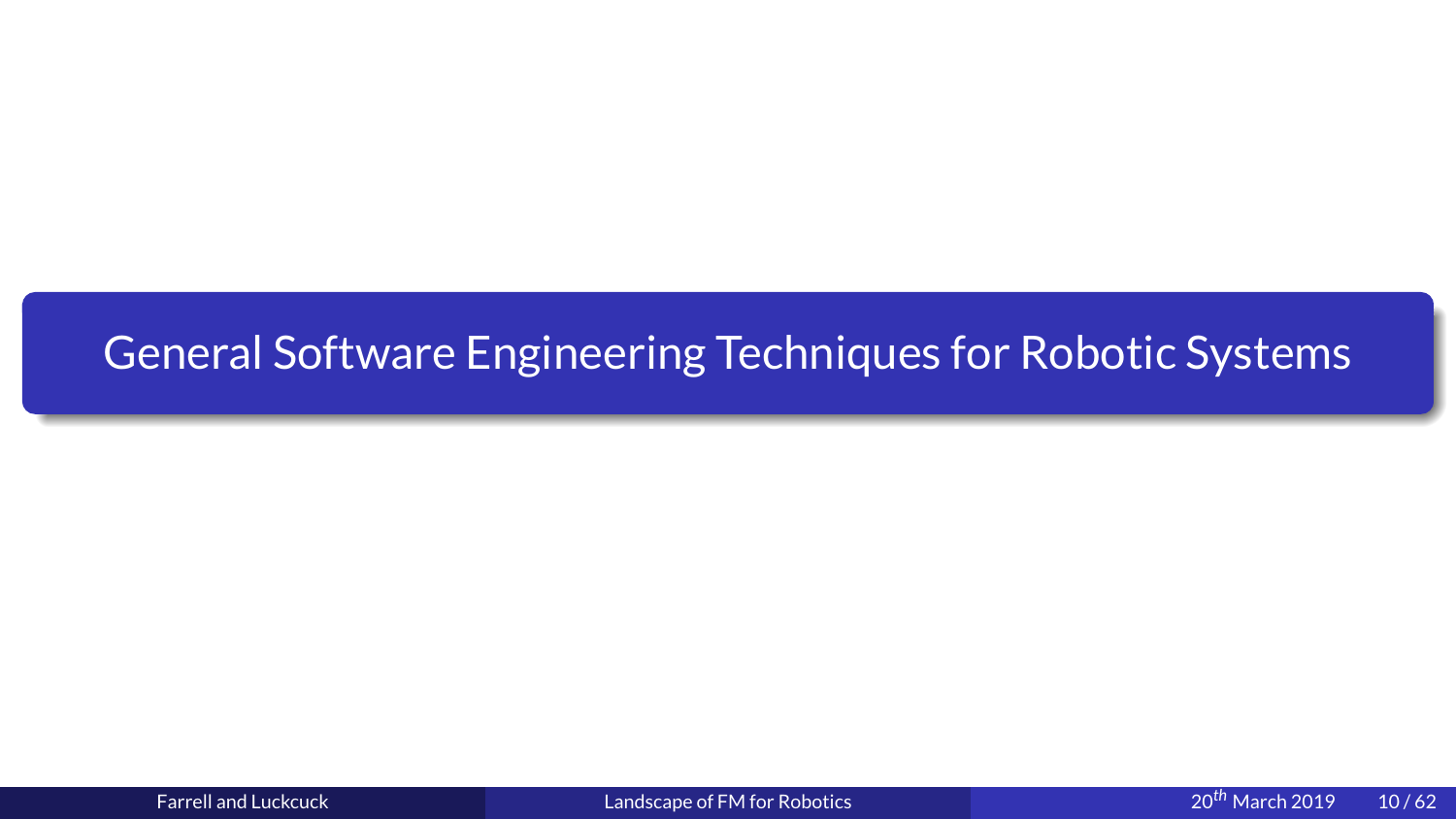# General Software Engineering Techniques for Robotic Systems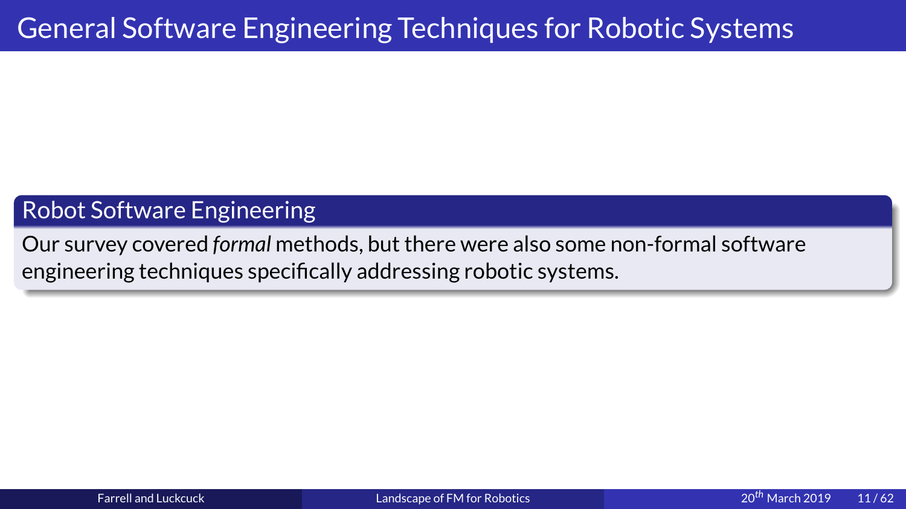# General Software Engineering Techniques for Robotic Systems

## Robot Software Engineering

Our survey covered *formal* methods, but there were also some non-formal software engineering techniques specifically addressing robotic systems.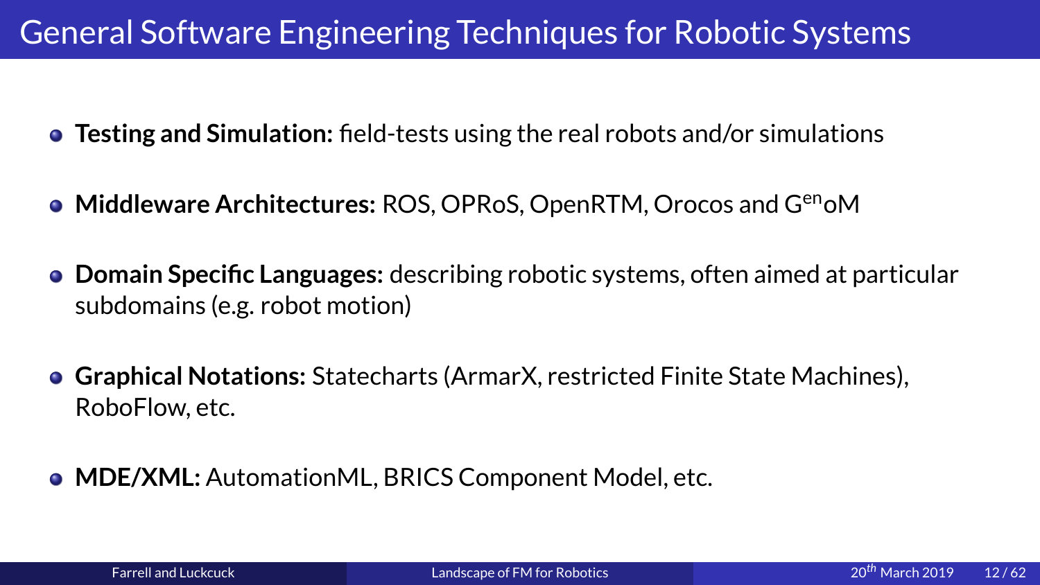# General Software Engineering Techniques for Robotic Systems

- **Testing and Simulation:** field-tests using the real robots and/or simulations
- **Middleware Architectures:** ROS, OPRoS, OpenRTM, Orocos and G$^{en}$oM
- **Domain Specific Languages:** describing robotic systems, often aimed at particular subdomains (e.g. robot motion)
- **Graphical Notations:** Statecharts (ArmarX, restricted Finite State Machines), RoboFlow, etc.
- **MDE/XML:** AutomationML, BRICS Component Model, etc.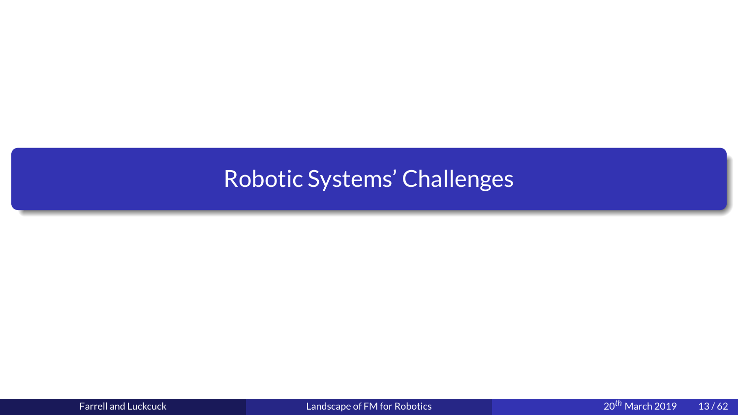# Robotic Systems' Challenges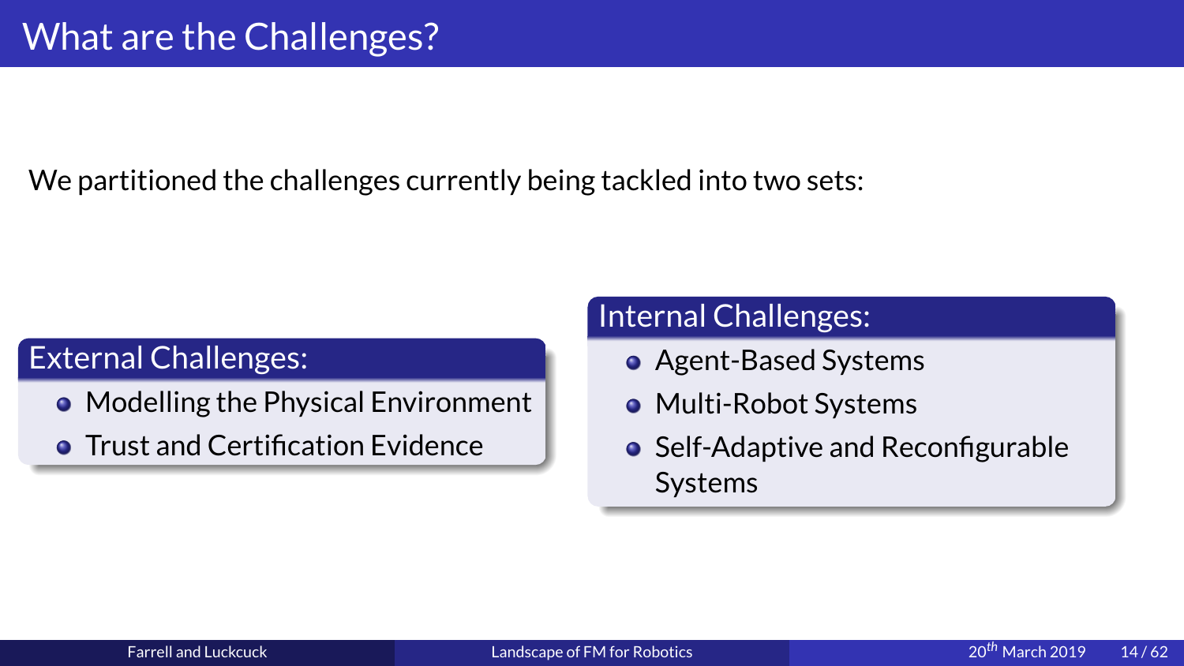# What are the Challenges?

We partitioned the challenges currently being tackled into two sets:

**External Challenges:**

- Modelling the Physical Environment
- Trust and Certification Evidence

**Internal Challenges:**

- Agent-Based Systems
- Multi-Robot Systems
- Self-Adaptive and Reconfigurable Systems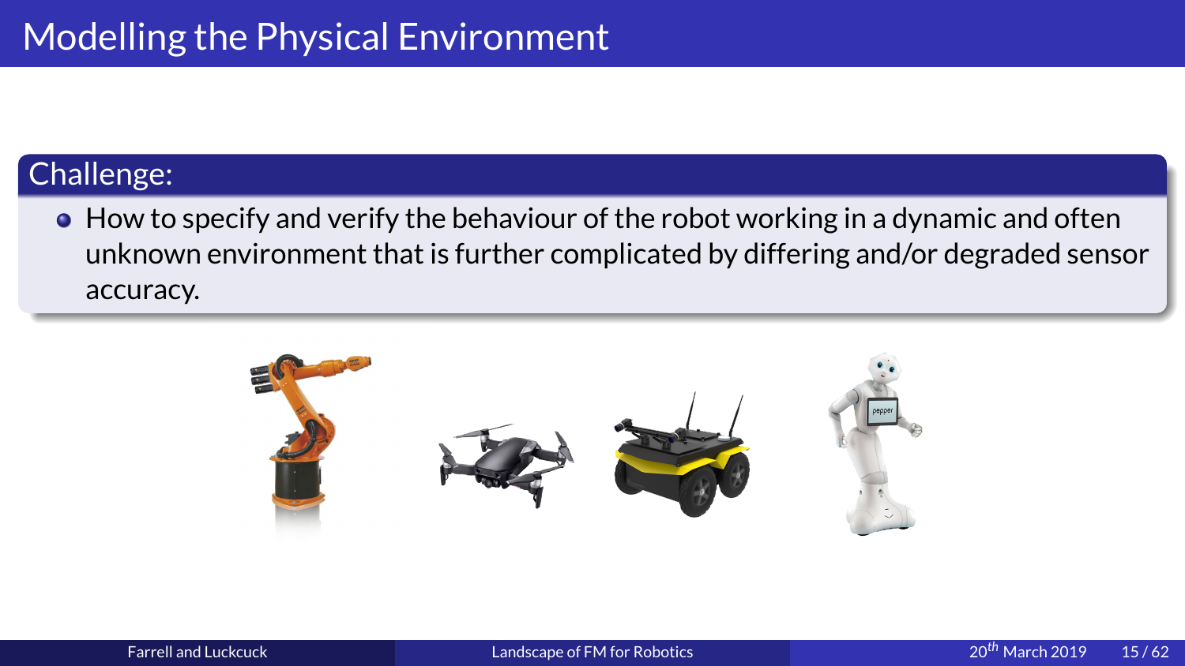# Modelling the Physical Environment

## Challenge:

- How to specify and verify the behaviour of the robot working in a dynamic and often unknown environment that is further complicated by differing and/or degraded sensor accuracy.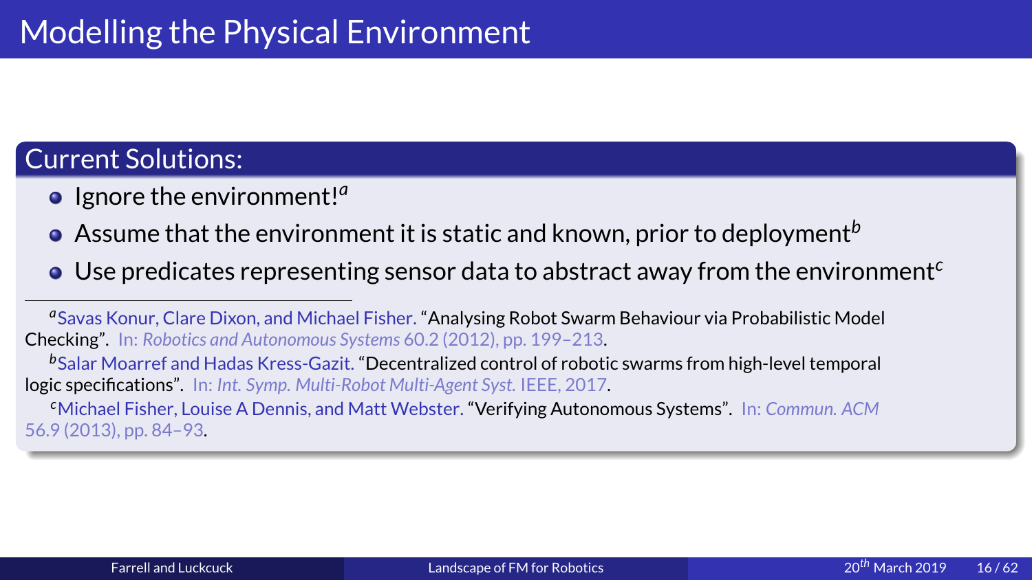# Modelling the Physical Environment

## Current Solutions:

- Ignore the environment![a]
- Assume that the environment it is static and known, prior to deployment[b]
- Use predicates representing sensor data to abstract away from the environment[c]

---

[a] Savas Konur, Clare Dixon, and Michael Fisher. "Analysing Robot Swarm Behaviour via Probabilistic Model Checking". In: *Robotics and Autonomous Systems* 60.2 (2012), pp. 199–213.

[b] Salar Moarref and Hadas Kress-Gazit. "Decentralized control of robotic swarms from high-level temporal logic specifications". In: *Int. Symp. Multi-Robot Multi-Agent Syst.* IEEE, 2017.

[c] Michael Fisher, Louise A Dennis, and Matt Webster. "Verifying Autonomous Systems". In: *Commun. ACM* 56.9 (2013), pp. 84–93.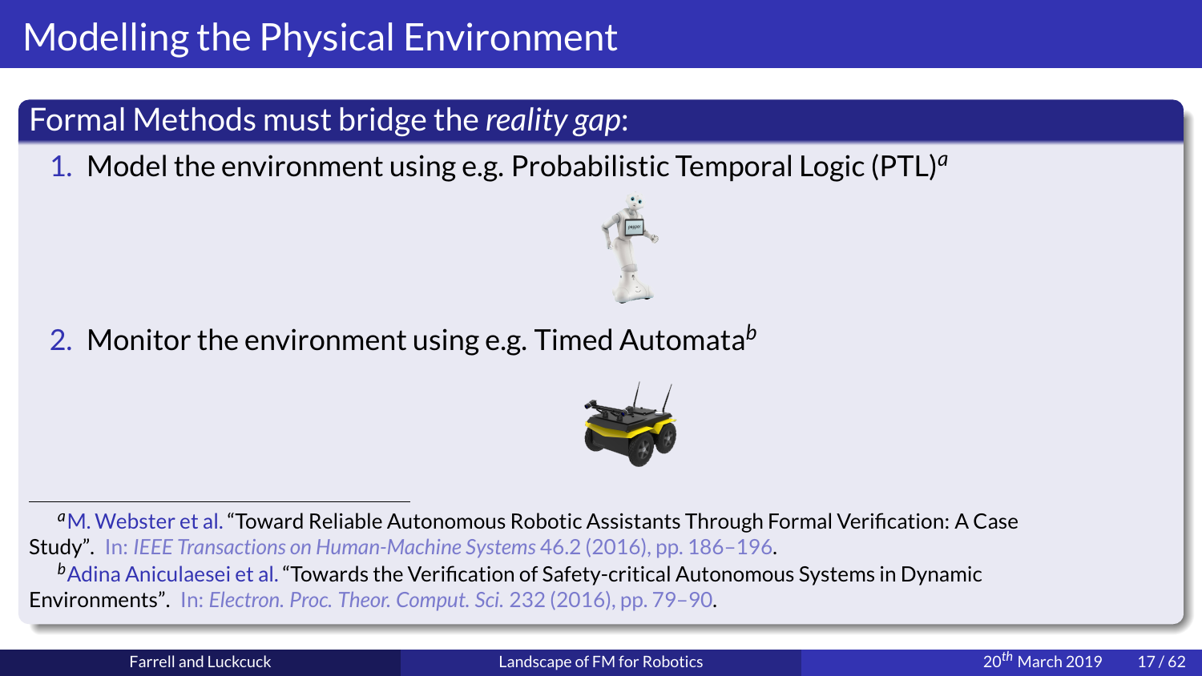# Modelling the Physical Environment

## Formal Methods must bridge the *reality gap*:

1. Model the environment using e.g. Probabilistic Temporal Logic (PTL)[a]
2. Monitor the environment using e.g. Timed Automata[b]

---

[a] M. Webster et al. "Toward Reliable Autonomous Robotic Assistants Through Formal Verification: A Case Study". In: *IEEE Transactions on Human-Machine Systems* 46.2 (2016), pp. 186–196.

[b] Adina Aniculaesei et al. "Towards the Verification of Safety-critical Autonomous Systems in Dynamic Environments". In: *Electron. Proc. Theor. Comput. Sci.* 232 (2016), pp. 79–90.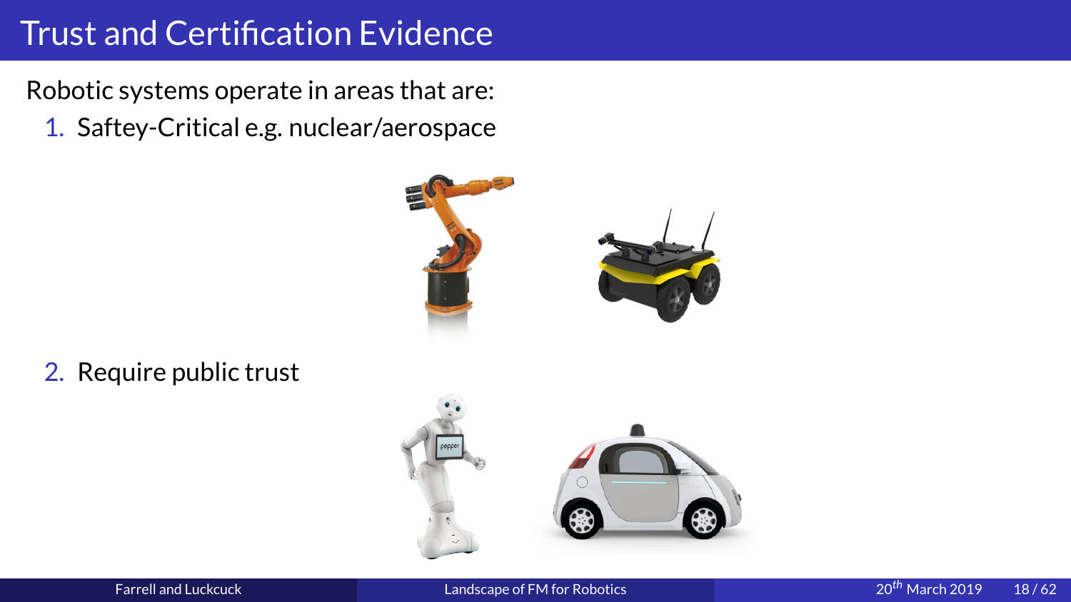# Trust and Certification Evidence

Robotic systems operate in areas that are:

1. Saftey-Critical e.g. nuclear/aerospace

2. Require public trust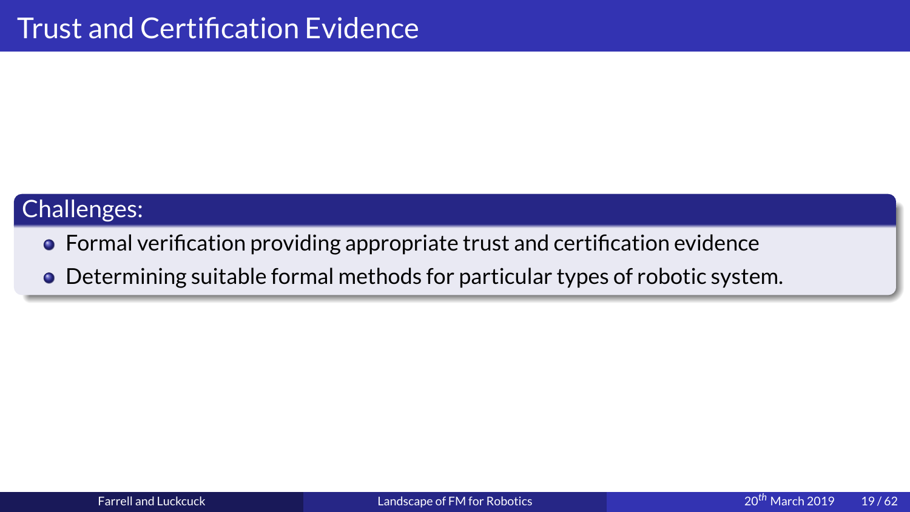# Trust and Certification Evidence

**Challenges:**

- Formal verification providing appropriate trust and certification evidence
- Determining suitable formal methods for particular types of robotic system.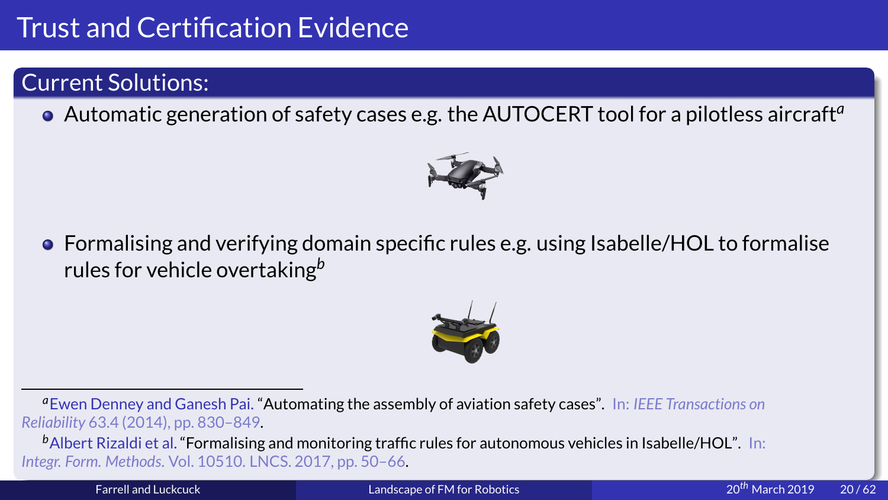# Trust and Certification Evidence

## Current Solutions:

- Automatic generation of safety cases e.g. the AUTOCERT tool for a pilotless aircraft[a]
- Formalising and verifying domain specific rules e.g. using Isabelle/HOL to formalise rules for vehicle overtaking[b]

---

[a] Ewen Denney and Ganesh Pai. "Automating the assembly of aviation safety cases". In: *IEEE Transactions on Reliability* 63.4 (2014), pp. 830–849.

[b] Albert Rizaldi et al. "Formalising and monitoring traffic rules for autonomous vehicles in Isabelle/HOL". In: *Integr. Form. Methods*. Vol. 10510. LNCS. 2017, pp. 50–66.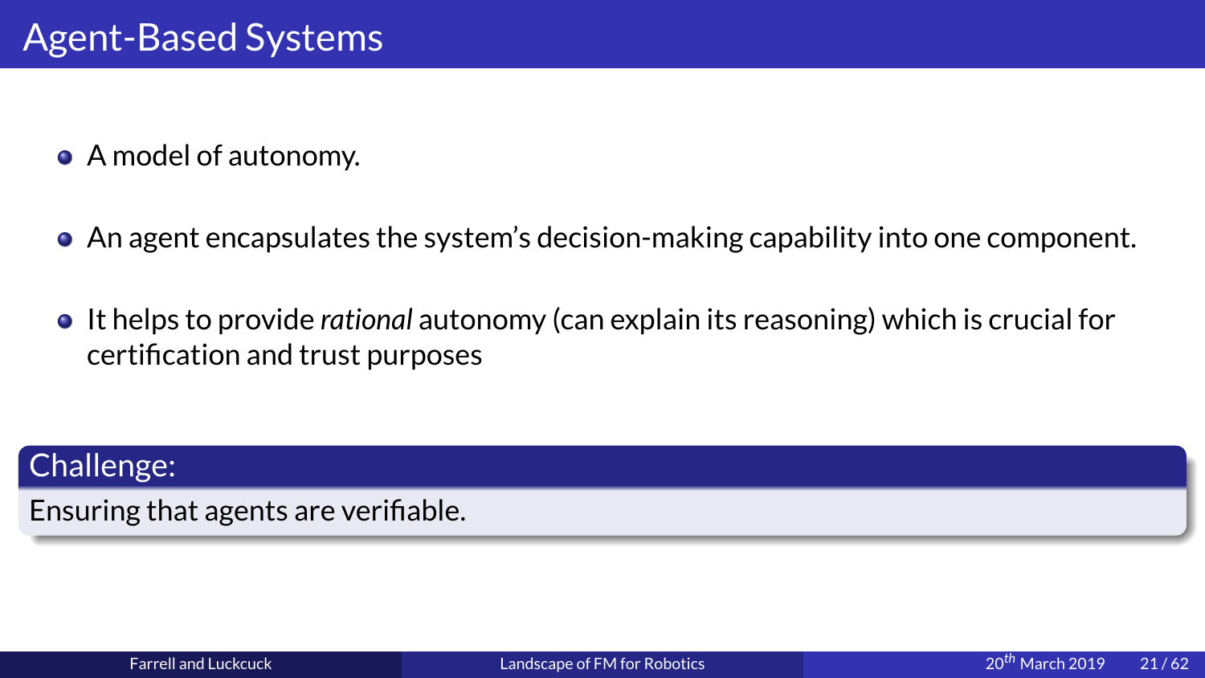# Agent-Based Systems

- A model of autonomy.
- An agent encapsulates the system's decision-making capability into one component.
- It helps to provide *rational* autonomy (can explain its reasoning) which is crucial for certification and trust purposes

**Challenge:**

Ensuring that agents are verifiable.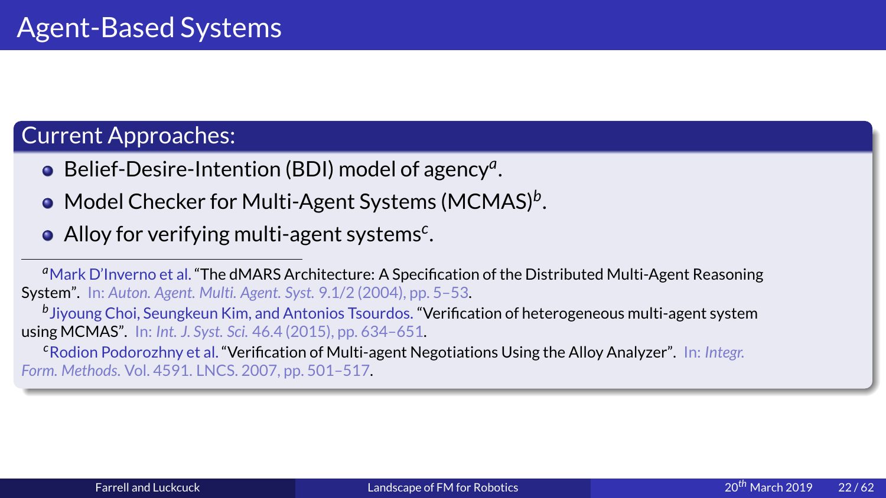# Agent-Based Systems

## Current Approaches:

- Belief-Desire-Intention (BDI) model of agency[a].
- Model Checker for Multi-Agent Systems (MCMAS)[b].
- Alloy for verifying multi-agent systems[c].

---

[a] Mark D'Inverno et al. "The dMARS Architecture: A Specification of the Distributed Multi-Agent Reasoning System". In: *Auton. Agent. Multi. Agent. Syst.* 9.1/2 (2004), pp. 5–53.

[b] Jiyoung Choi, Seungkeun Kim, and Antonios Tsourdos. "Verification of heterogeneous multi-agent system using MCMAS". In: *Int. J. Syst. Sci.* 46.4 (2015), pp. 634–651.

[c] Rodion Podorozhny et al. "Verification of Multi-agent Negotiations Using the Alloy Analyzer". In: *Integr. Form. Methods.* Vol. 4591. LNCS. 2007, pp. 501–517.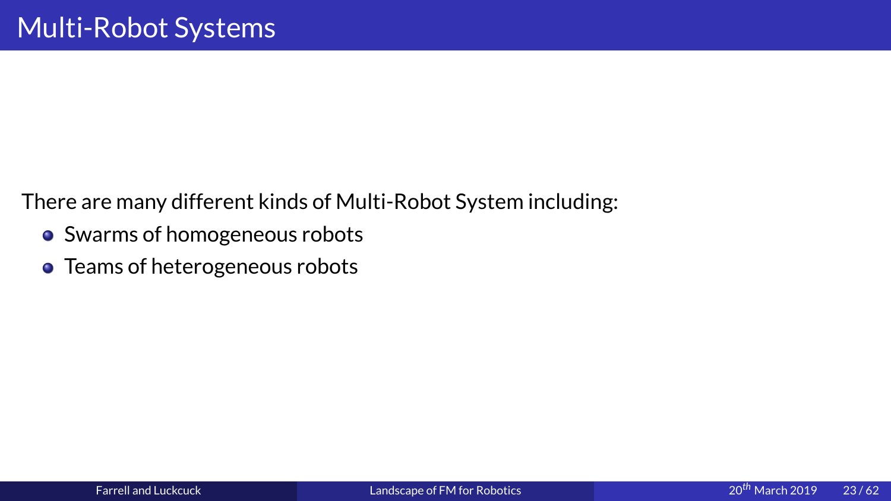# Multi-Robot Systems

There are many different kinds of Multi-Robot System including:

- Swarms of homogeneous robots
- Teams of heterogeneous robots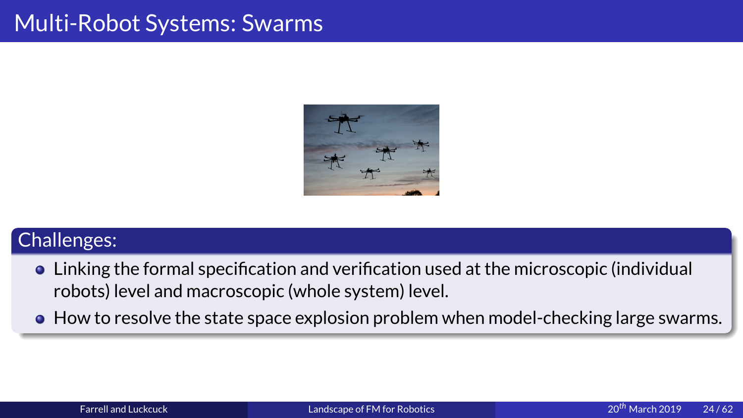# Multi-Robot Systems: Swarms

## Challenges:

- Linking the formal specification and verification used at the microscopic (individual robots) level and macroscopic (whole system) level.
- How to resolve the state space explosion problem when model-checking large swarms.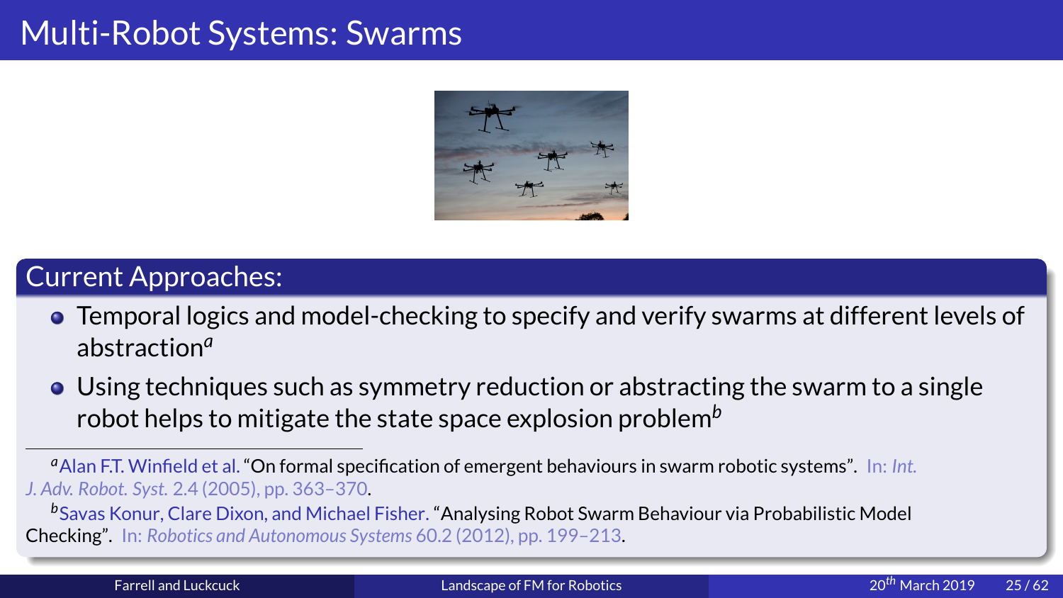# Multi-Robot Systems: Swarms

## Current Approaches:

- Temporal logics and model-checking to specify and verify swarms at different levels of abstraction[a]
- Using techniques such as symmetry reduction or abstracting the swarm to a single robot helps to mitigate the state space explosion problem[b]

---

[a] Alan F.T. Winfield et al. "On formal specification of emergent behaviours in swarm robotic systems". In: *Int. J. Adv. Robot. Syst.* 2.4 (2005), pp. 363–370.

[b] Savas Konur, Clare Dixon, and Michael Fisher. "Analysing Robot Swarm Behaviour via Probabilistic Model Checking". In: *Robotics and Autonomous Systems* 60.2 (2012), pp. 199–213.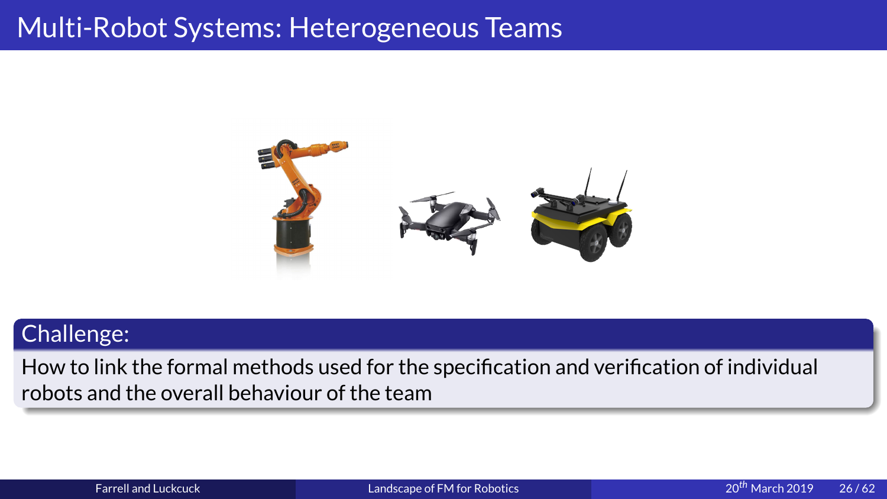# Multi-Robot Systems: Heterogeneous Teams

**Challenge:**

How to link the formal methods used for the specification and verification of individual robots and the overall behaviour of the team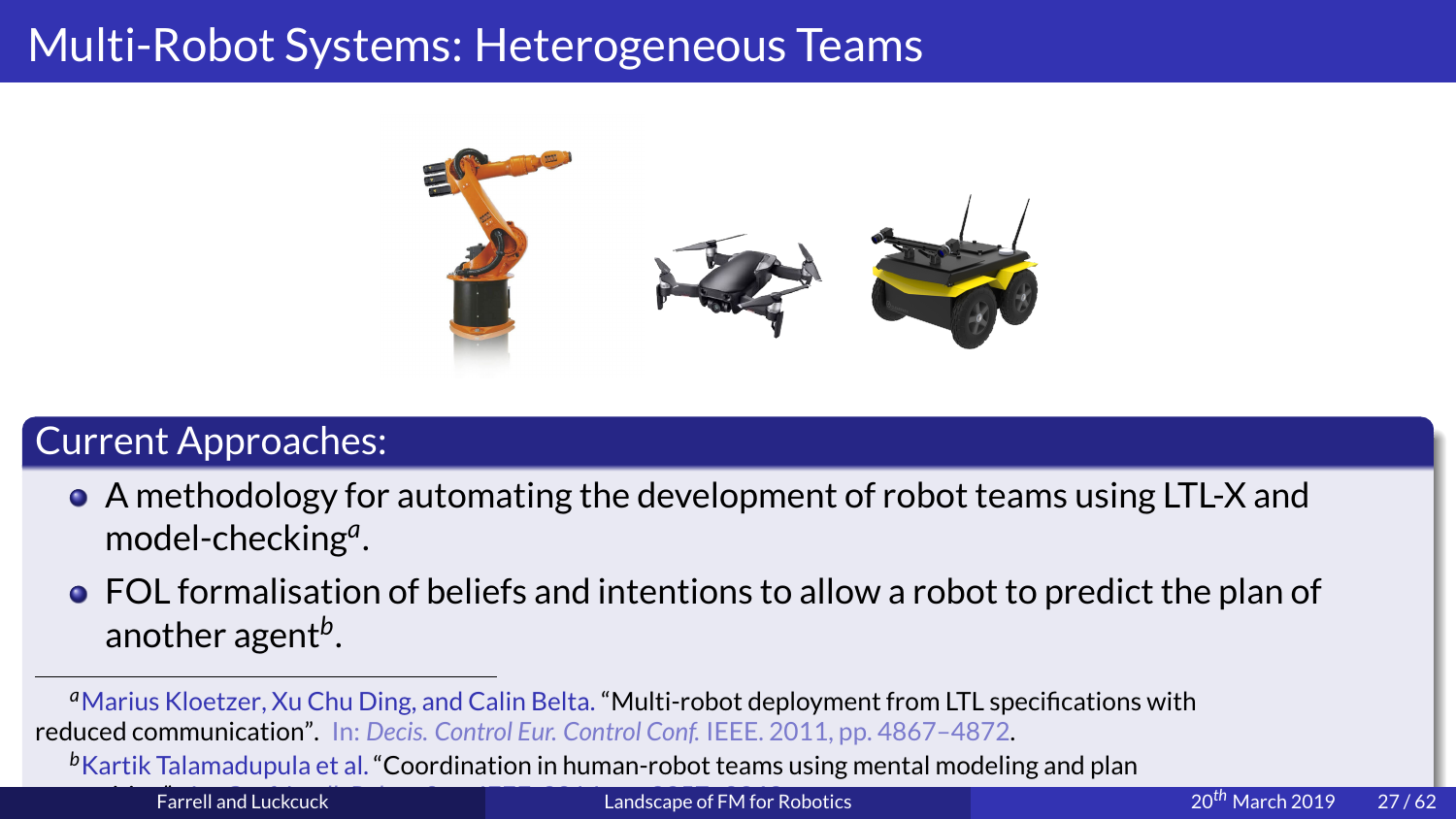# Multi-Robot Systems: Heterogeneous Teams

## Current Approaches:

- A methodology for automating the development of robot teams using LTL-X and model-checking[a].
- FOL formalisation of beliefs and intentions to allow a robot to predict the plan of another agent[b].

---

[a] Marius Kloetzer, Xu Chu Ding, and Calin Belta. "Multi-robot deployment from LTL specifications with reduced communication". In: *Decis. Control Eur. Control Conf.* IEEE. 2011, pp. 4867–4872.

[b] Kartik Talamadupula et al. "Coordination in human-robot teams using mental modeling and plan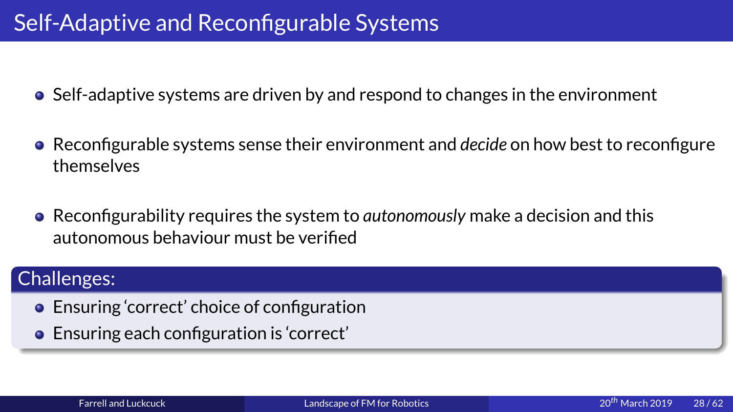# Self-Adaptive and Reconfigurable Systems

- Self-adaptive systems are driven by and respond to changes in the environment
- Reconfigurable systems sense their environment and *decide* on how best to reconfigure themselves
- Reconfigurability requires the system to *autonomously* make a decision and this autonomous behaviour must be verified

## Challenges:

- Ensuring 'correct' choice of configuration
- Ensuring each configuration is 'correct'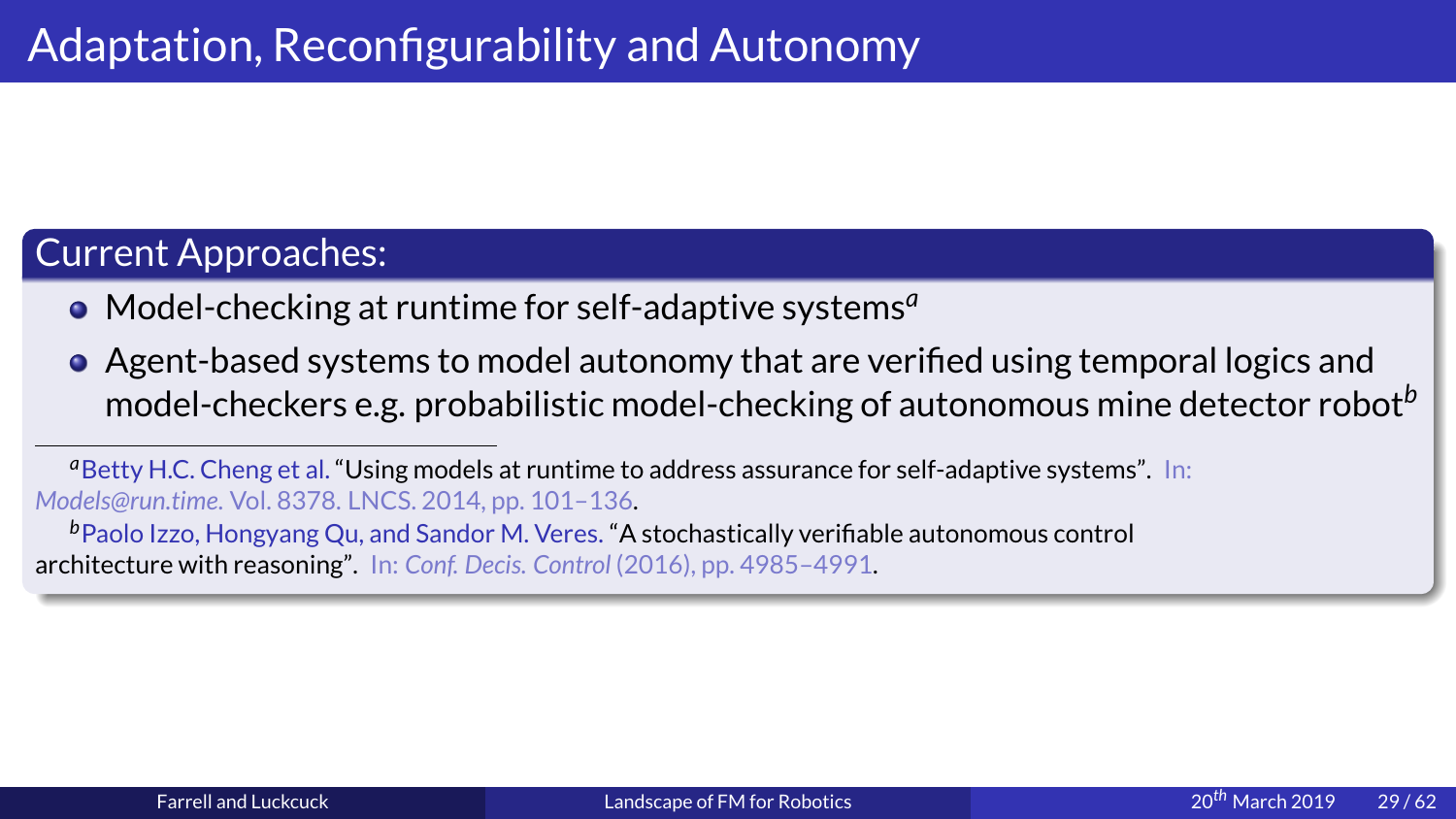# Adaptation, Reconfigurability and Autonomy

## Current Approaches:

- Model-checking at runtime for self-adaptive systems[a]
- Agent-based systems to model autonomy that are verified using temporal logics and model-checkers e.g. probabilistic model-checking of autonomous mine detector robot[b]

---

[a] Betty H.C. Cheng et al. "Using models at runtime to address assurance for self-adaptive systems". In: *Models@run.time*. Vol. 8378. LNCS. 2014, pp. 101–136.

[b] Paolo Izzo, Hongyang Qu, and Sandor M. Veres. "A stochastically verifiable autonomous control architecture with reasoning". In: *Conf. Decis. Control* (2016), pp. 4985–4991.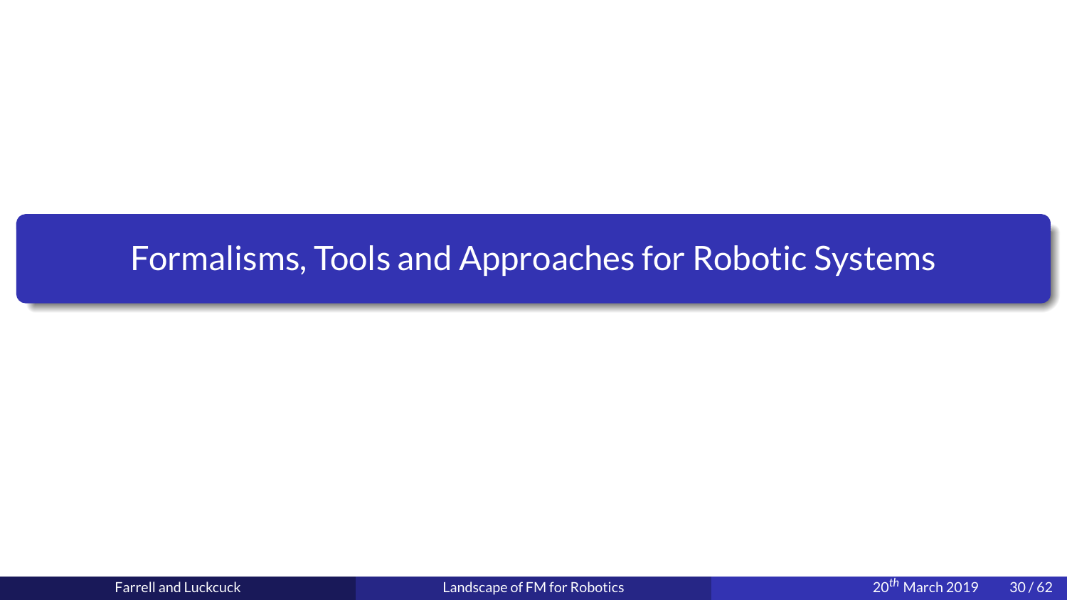# Formalisms, Tools and Approaches for Robotic Systems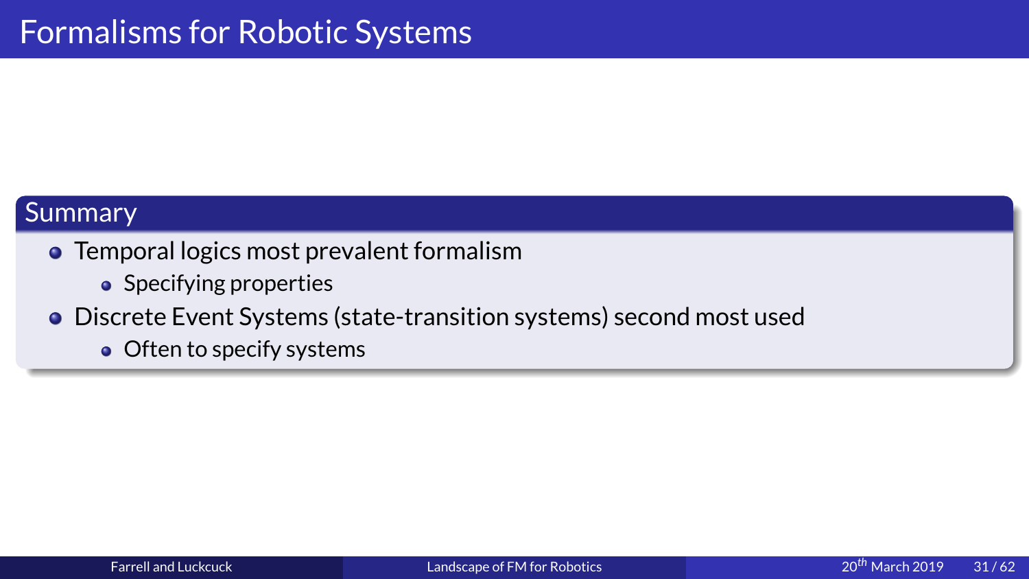# Formalisms for Robotic Systems

## Summary

- Temporal logics most prevalent formalism
  - Specifying properties
- Discrete Event Systems (state-transition systems) second most used
  - Often to specify systems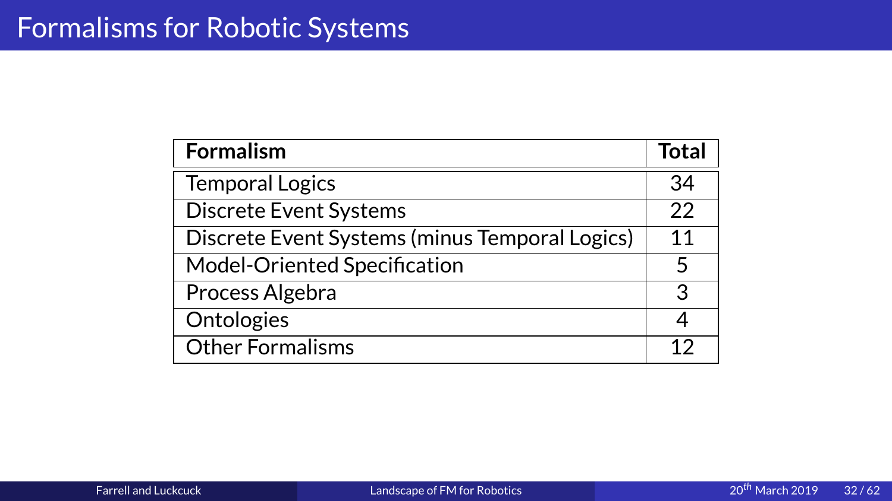# Formalisms for Robotic Systems

| Formalism | Total |
|---|---|
| Temporal Logics | 34 |
| Discrete Event Systems | 22 |
| Discrete Event Systems (minus Temporal Logics) | 11 |
| Model-Oriented Specification | 5 |
| Process Algebra | 3 |
| Ontologies | 4 |
| Other Formalisms | 12 |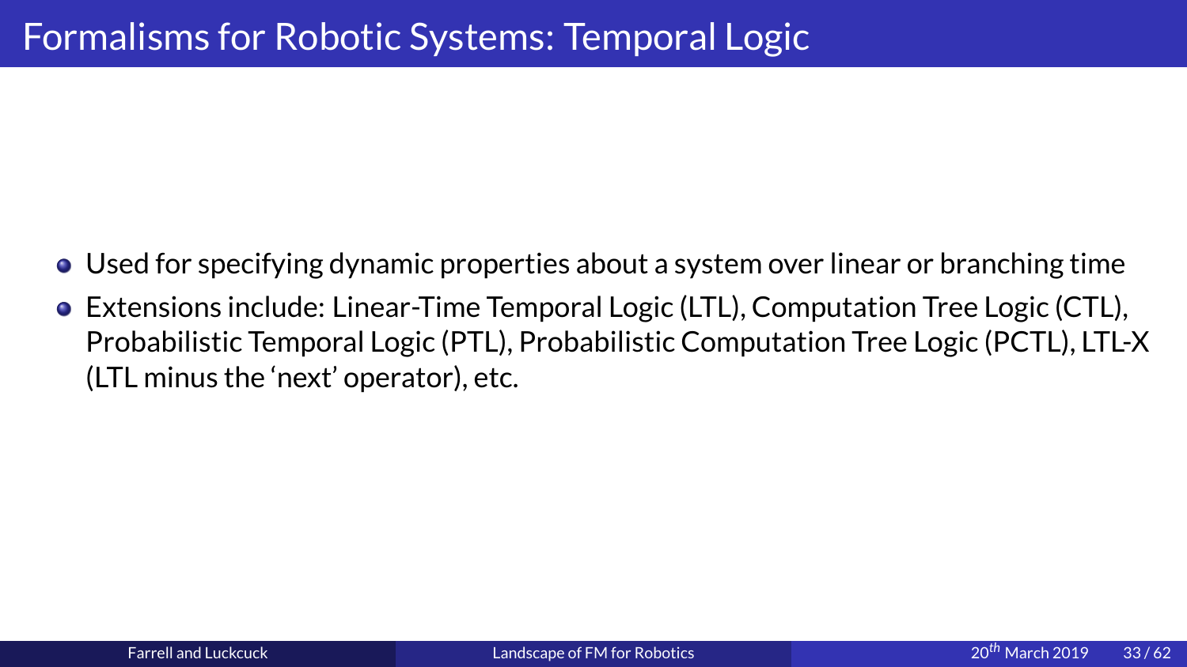# Formalisms for Robotic Systems: Temporal Logic

- Used for specifying dynamic properties about a system over linear or branching time
- Extensions include: Linear-Time Temporal Logic (LTL), Computation Tree Logic (CTL), Probabilistic Temporal Logic (PTL), Probabilistic Computation Tree Logic (PCTL), LTL-X (LTL minus the 'next' operator), etc.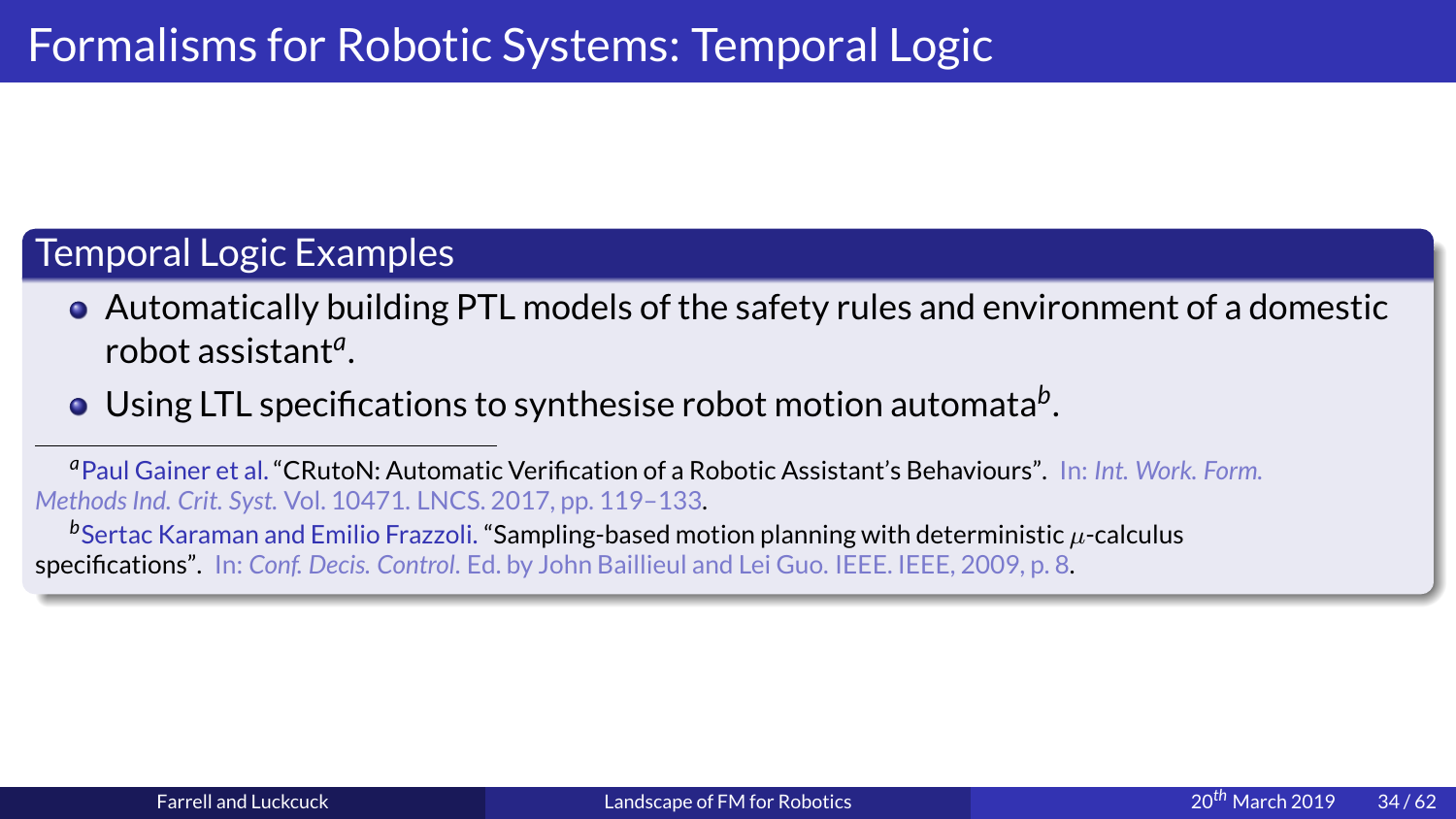# Formalisms for Robotic Systems: Temporal Logic

## Temporal Logic Examples

- Automatically building PTL models of the safety rules and environment of a domestic robot assistant[a].
- Using LTL specifications to synthesise robot motion automata[b].

[a] Paul Gainer et al. "CRutoN: Automatic Verification of a Robotic Assistant's Behaviours". In: *Int. Work. Form. Methods Ind. Crit. Syst.* Vol. 10471. LNCS. 2017, pp. 119–133.

[b] Sertac Karaman and Emilio Frazzoli. "Sampling-based motion planning with deterministic $\mu$-calculus specifications". In: *Conf. Decis. Control.* Ed. by John Baillieul and Lei Guo. IEEE. IEEE, 2009, p. 8.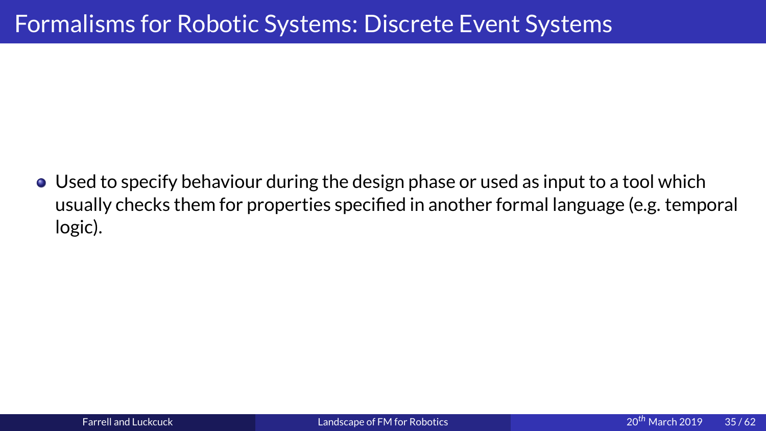# Formalisms for Robotic Systems: Discrete Event Systems

- Used to specify behaviour during the design phase or used as input to a tool which usually checks them for properties specified in another formal language (e.g. temporal logic).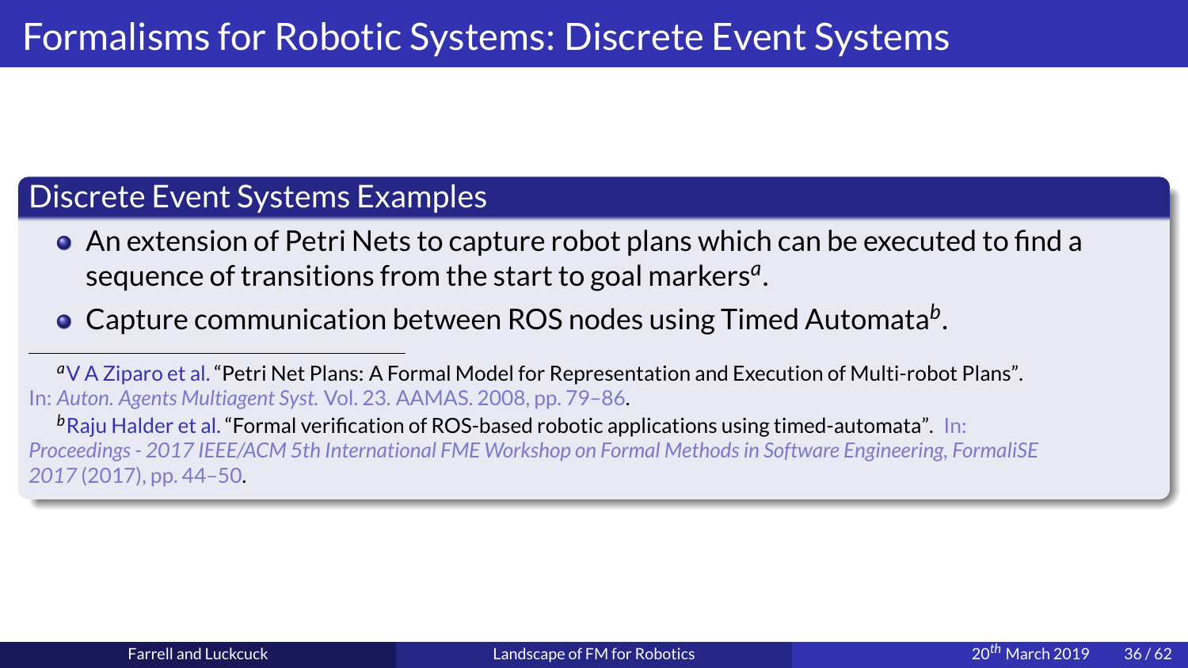# Formalisms for Robotic Systems: Discrete Event Systems

## Discrete Event Systems Examples

- An extension of Petri Nets to capture robot plans which can be executed to find a sequence of transitions from the start to goal markers[a].
- Capture communication between ROS nodes using Timed Automata[b].

---

[a] V A Ziparo et al. "Petri Net Plans: A Formal Model for Representation and Execution of Multi-robot Plans". In: *Auton. Agents Multiagent Syst.* Vol. 23. AAMAS. 2008, pp. 79–86.

[b] Raju Halder et al. "Formal verification of ROS-based robotic applications using timed-automata". In: *Proceedings - 2017 IEEE/ACM 5th International FME Workshop on Formal Methods in Software Engineering, FormaliSE 2017* (2017), pp. 44–50.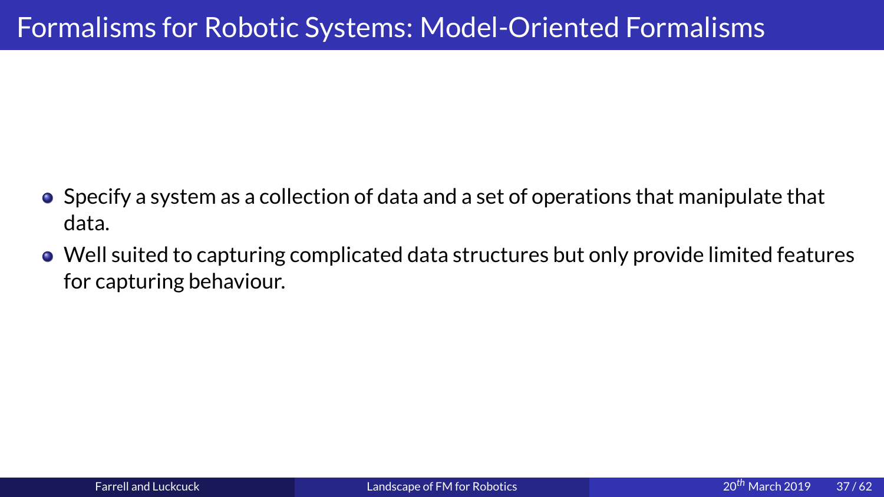# Formalisms for Robotic Systems: Model-Oriented Formalisms

- Specify a system as a collection of data and a set of operations that manipulate that data.
- Well suited to capturing complicated data structures but only provide limited features for capturing behaviour.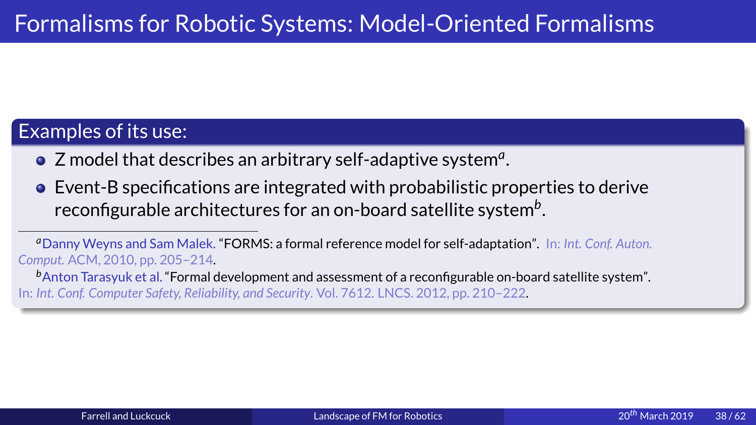# Formalisms for Robotic Systems: Model-Oriented Formalisms

## Examples of its use:

- Z model that describes an arbitrary self-adaptive system[a].
- Event-B specifications are integrated with probabilistic properties to derive reconfigurable architectures for an on-board satellite system[b].

---

[a] Danny Weyns and Sam Malek. "FORMS: a formal reference model for self-adaptation". In: *Int. Conf. Auton. Comput.* ACM, 2010, pp. 205–214.

[b] Anton Tarasyuk et al. "Formal development and assessment of a reconfigurable on-board satellite system". In: *Int. Conf. Computer Safety, Reliability, and Security*. Vol. 7612. LNCS. 2012, pp. 210–222.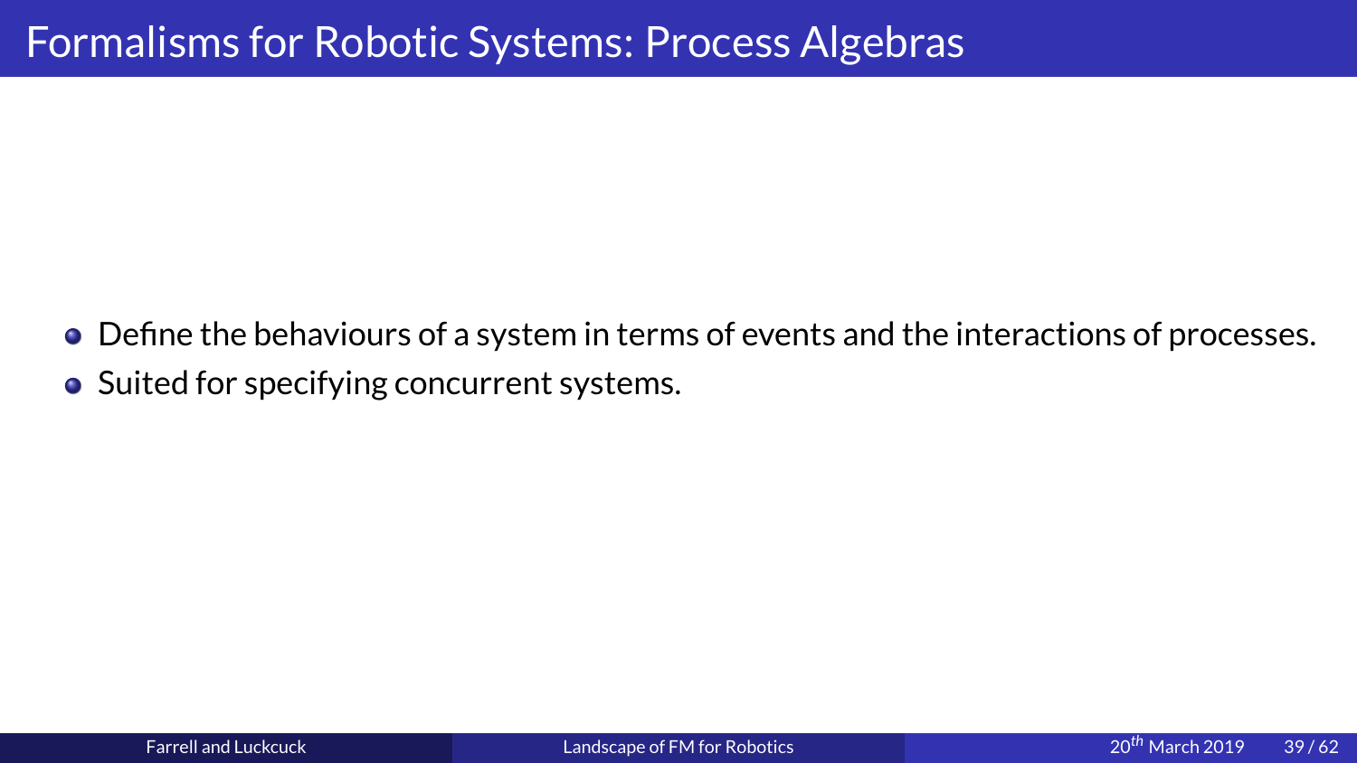# Formalisms for Robotic Systems: Process Algebras

- Define the behaviours of a system in terms of events and the interactions of processes.
- Suited for specifying concurrent systems.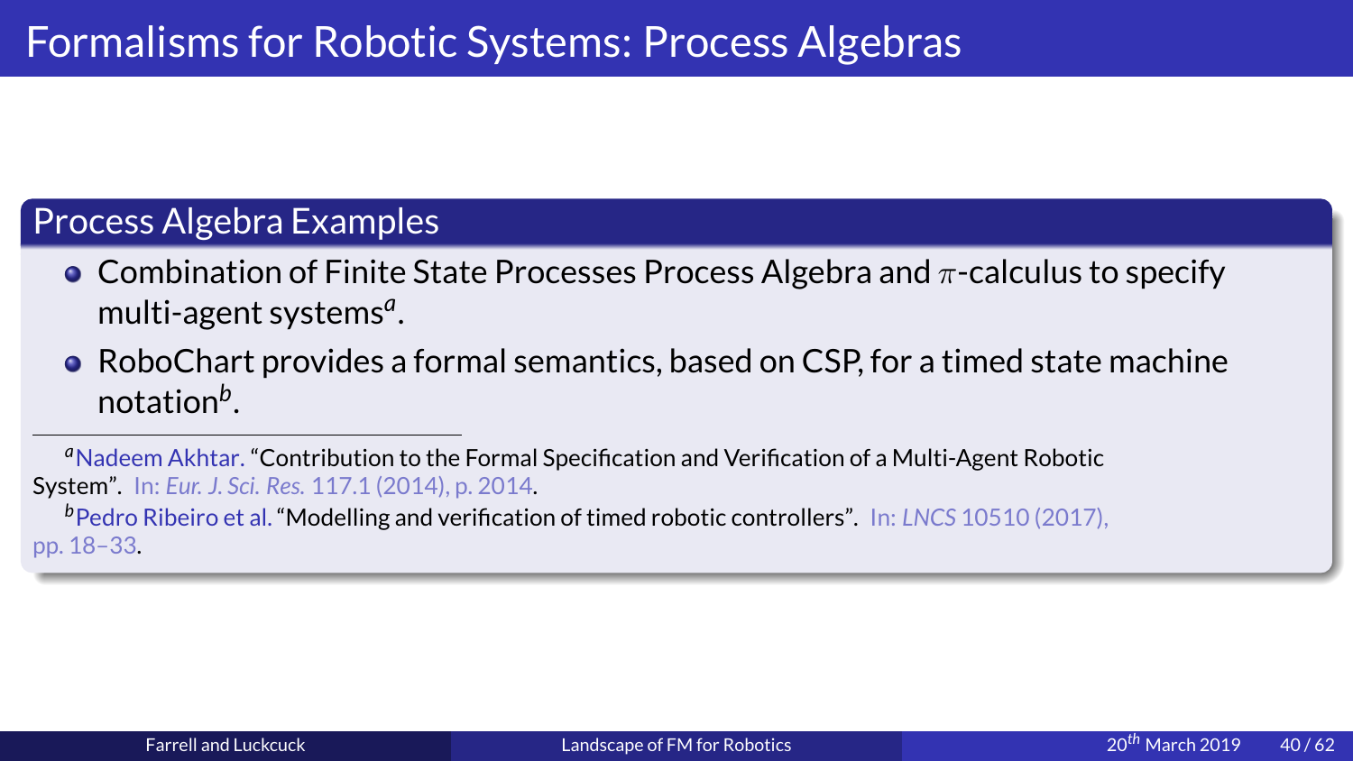# Formalisms for Robotic Systems: Process Algebras

## Process Algebra Examples

- Combination of Finite State Processes Process Algebra and $\pi$-calculus to specify multi-agent systems[a].
- RoboChart provides a formal semantics, based on CSP, for a timed state machine notation[b].

[a] Nadeem Akhtar. "Contribution to the Formal Specification and Verification of a Multi-Agent Robotic System". In: *Eur. J. Sci. Res.* 117.1 (2014), p. 2014.

[b] Pedro Ribeiro et al. "Modelling and verification of timed robotic controllers". In: *LNCS* 10510 (2017), pp. 18–33.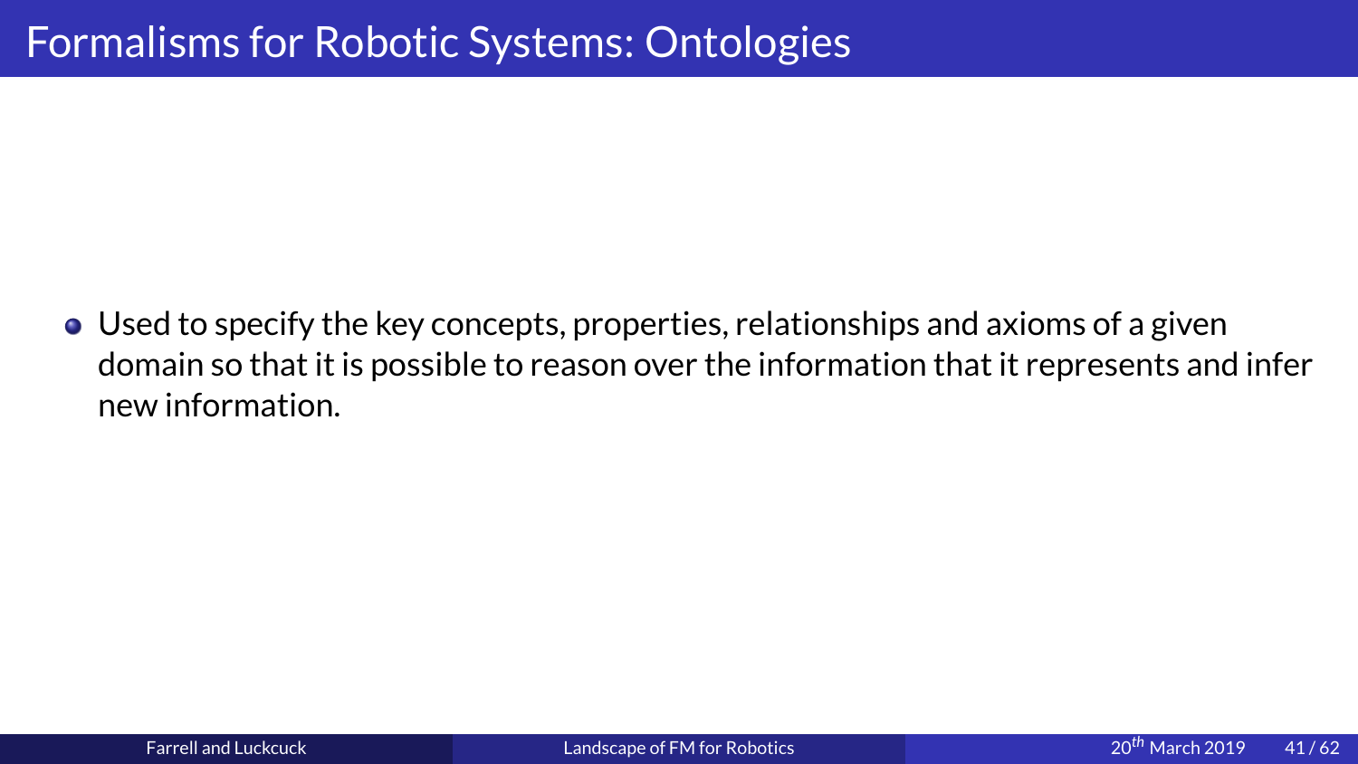# Formalisms for Robotic Systems: Ontologies

- Used to specify the key concepts, properties, relationships and axioms of a given domain so that it is possible to reason over the information that it represents and infer new information.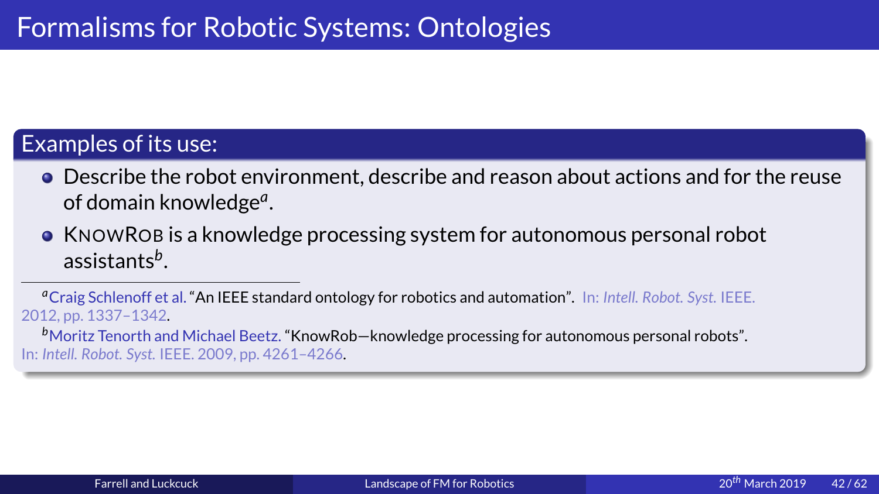# Formalisms for Robotic Systems: Ontologies

## Examples of its use:

- Describe the robot environment, describe and reason about actions and for the reuse of domain knowledge[a].
- KnowRob is a knowledge processing system for autonomous personal robot assistants[b].

[a] Craig Schlenoff et al. "An IEEE standard ontology for robotics and automation". In: *Intell. Robot. Syst.* IEEE. 2012, pp. 1337–1342.

[b] Moritz Tenorth and Michael Beetz. "KnowRob—knowledge processing for autonomous personal robots". In: *Intell. Robot. Syst.* IEEE. 2009, pp. 4261–4266.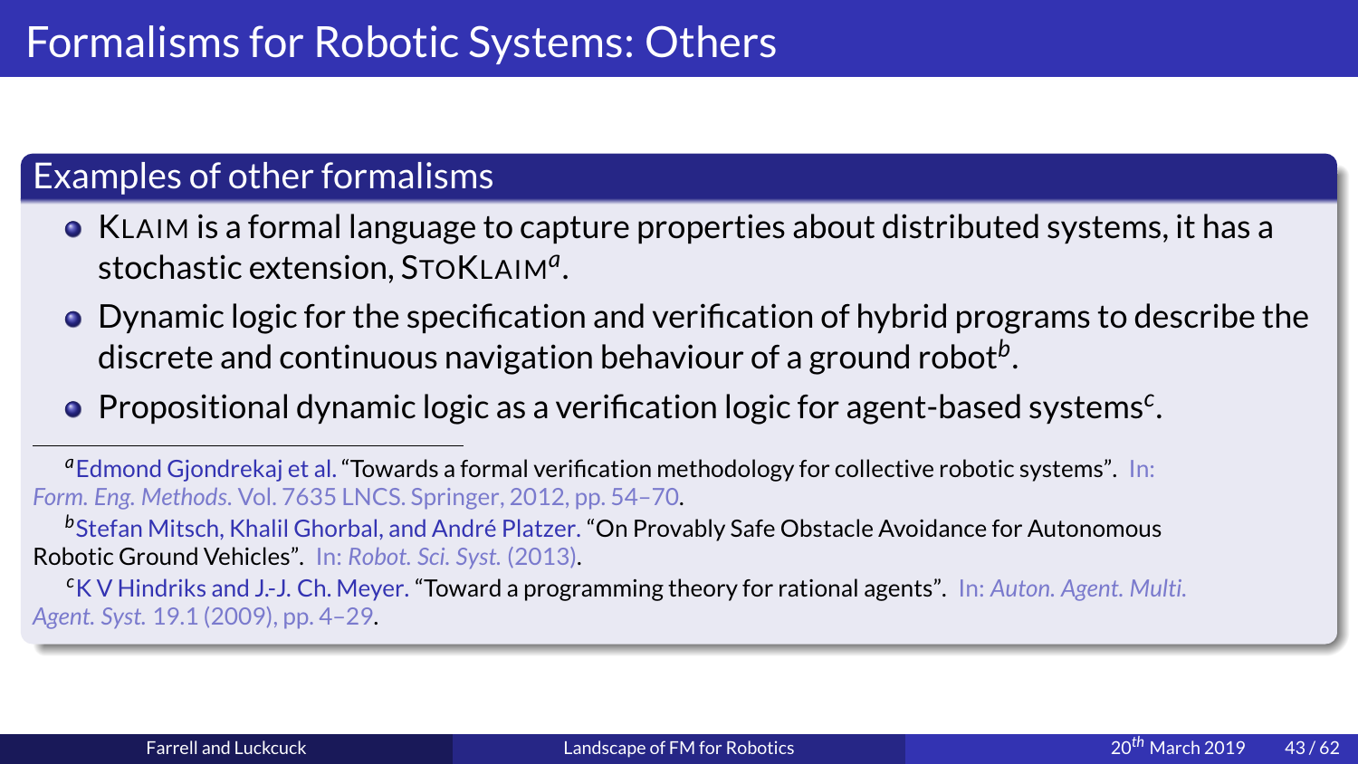# Formalisms for Robotic Systems: Others

## Examples of other formalisms

- KLAIM is a formal language to capture properties about distributed systems, it has a stochastic extension, STOKLAIM[a].
- Dynamic logic for the specification and verification of hybrid programs to describe the discrete and continuous navigation behaviour of a ground robot[b].
- Propositional dynamic logic as a verification logic for agent-based systems[c].

---

[a] Edmond Gjondrekaj et al. "Towards a formal verification methodology for collective robotic systems". In: *Form. Eng. Methods.* Vol. 7635 LNCS. Springer, 2012, pp. 54–70.

[b] Stefan Mitsch, Khalil Ghorbal, and André Platzer. "On Provably Safe Obstacle Avoidance for Autonomous Robotic Ground Vehicles". In: *Robot. Sci. Syst.* (2013).

[c] K V Hindriks and J.-J. Ch. Meyer. "Toward a programming theory for rational agents". In: *Auton. Agent. Multi. Agent. Syst.* 19.1 (2009), pp. 4–29.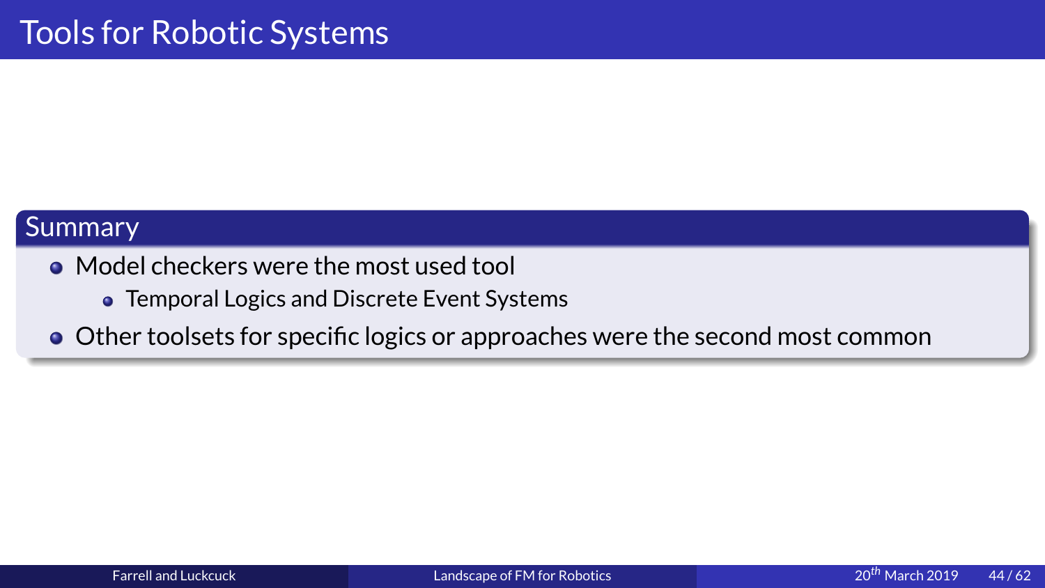# Tools for Robotic Systems

## Summary

- Model checkers were the most used tool
  - Temporal Logics and Discrete Event Systems
- Other toolsets for specific logics or approaches were the second most common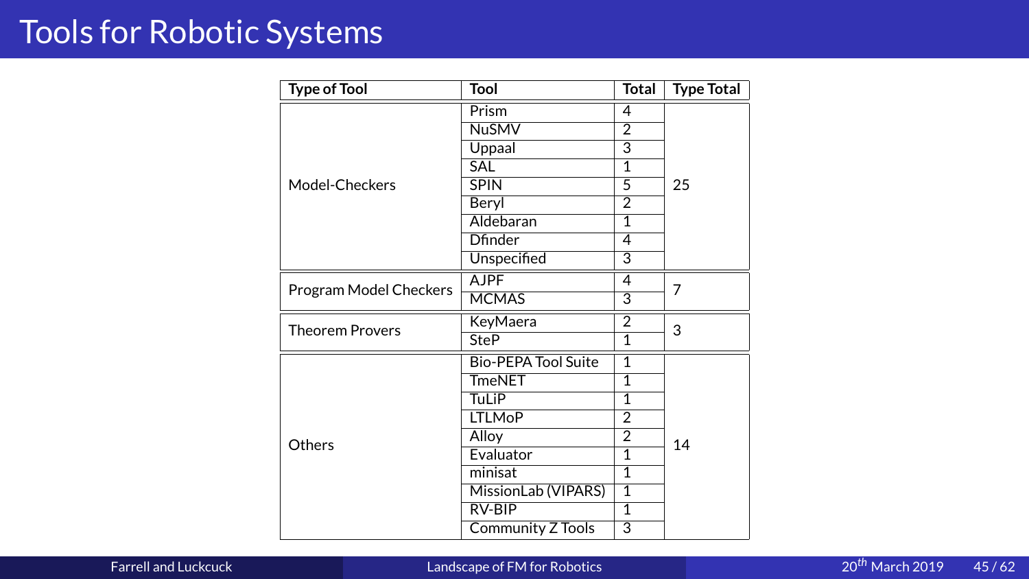# Tools for Robotic Systems

| Type of Tool | Tool | Total | Type Total |
|---|---|---|---|
| Model-Checkers | Prism | 4 | 25 |
| | NuSMV | 2 | |
| | Uppaal | 3 | |
| | SAL | 1 | |
| | SPIN | 5 | |
| | Beryl | 2 | |
| | Aldebaran | 1 | |
| | Dfinder | 4 | |
| | Unspecified | 3 | |
| Program Model Checkers | AJPF | 4 | 7 |
| | MCMAS | 3 | |
| Theorem Provers | KeyMaera | 2 | 3 |
| | SteP | 1 | |
| Others | Bio-PEPA Tool Suite | 1 | 14 |
| | TmeNET | 1 | |
| | TuLiP | 1 | |
| | LTLMoP | 2 | |
| | Alloy | 2 | |
| | Evaluator | 1 | |
| | minisat | 1 | |
| | MissionLab (VIPARS) | 1 | |
| | RV-BIP | 1 | |
| | Community Z Tools | 3 | |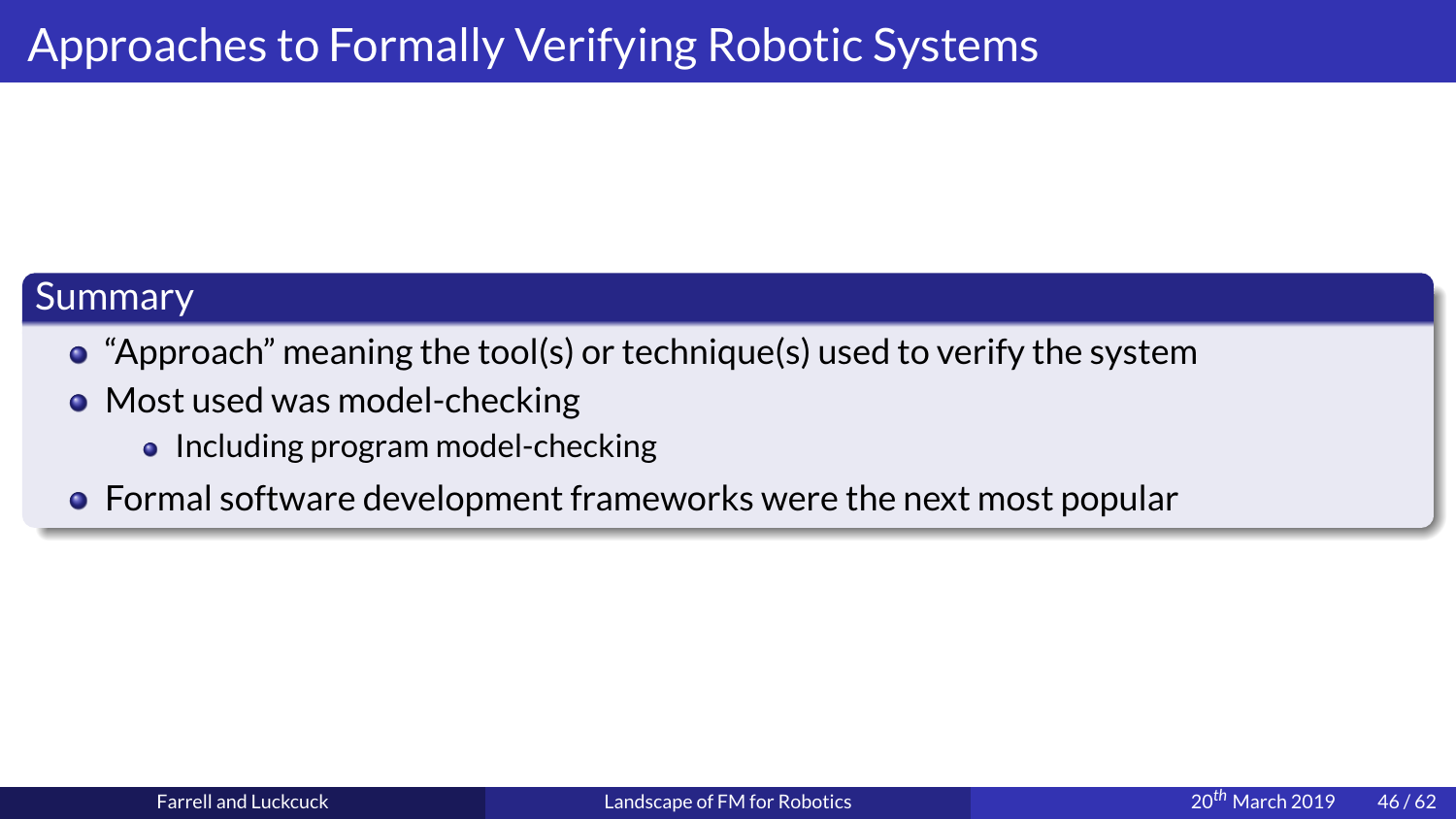# Approaches to Formally Verifying Robotic Systems

## Summary

- "Approach" meaning the tool(s) or technique(s) used to verify the system
- Most used was model-checking
  - Including program model-checking
- Formal software development frameworks were the next most popular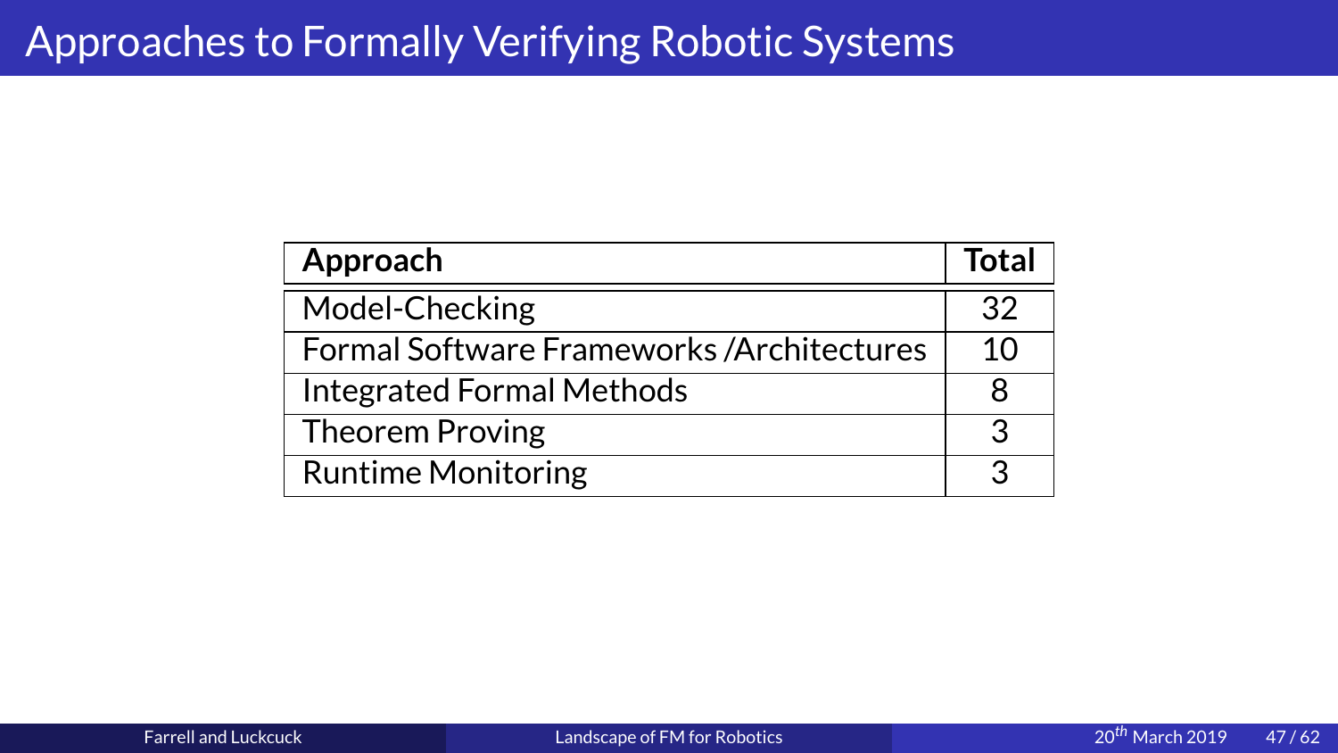# Approaches to Formally Verifying Robotic Systems

| **Approach** | **Total** |
|---|---|
| Model-Checking | 32 |
| Formal Software Frameworks /Architectures | 10 |
| Integrated Formal Methods | 8 |
| Theorem Proving | 3 |
| Runtime Monitoring | 3 |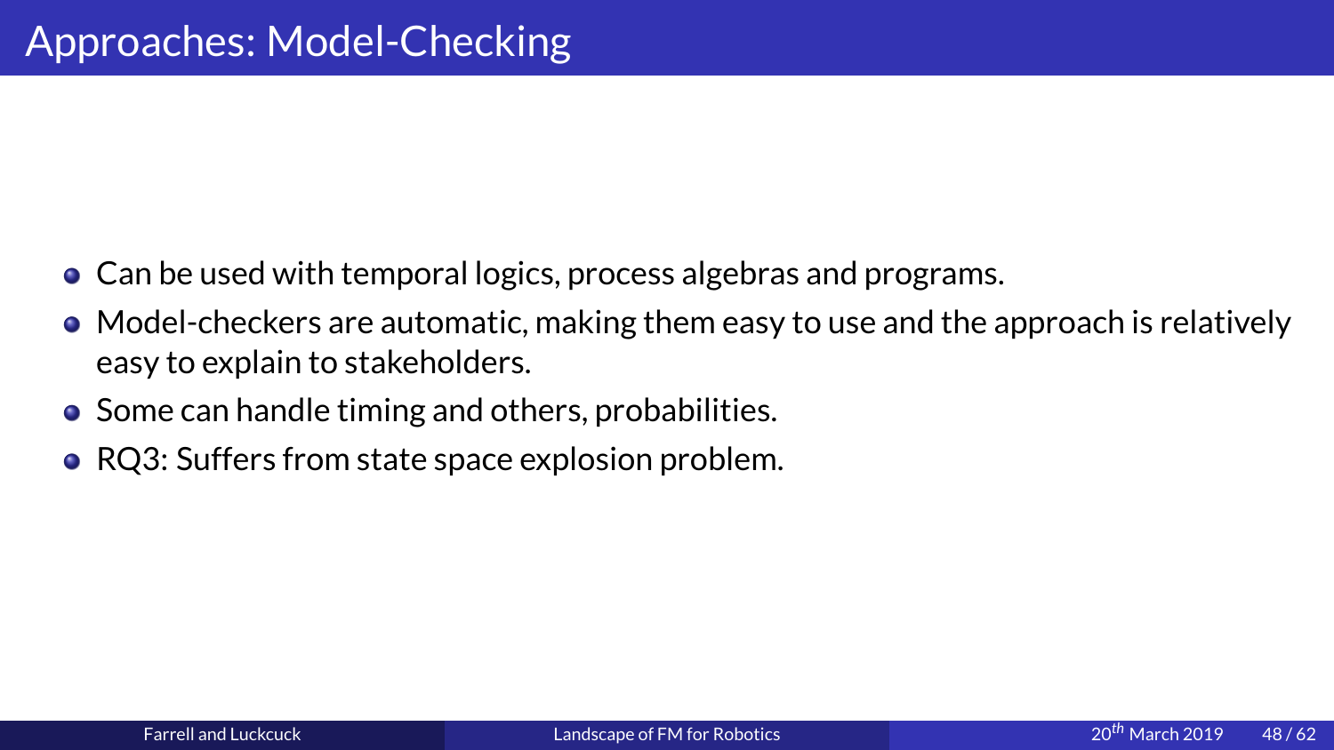# Approaches: Model-Checking

- Can be used with temporal logics, process algebras and programs.
- Model-checkers are automatic, making them easy to use and the approach is relatively easy to explain to stakeholders.
- Some can handle timing and others, probabilities.
- RQ3: Suffers from state space explosion problem.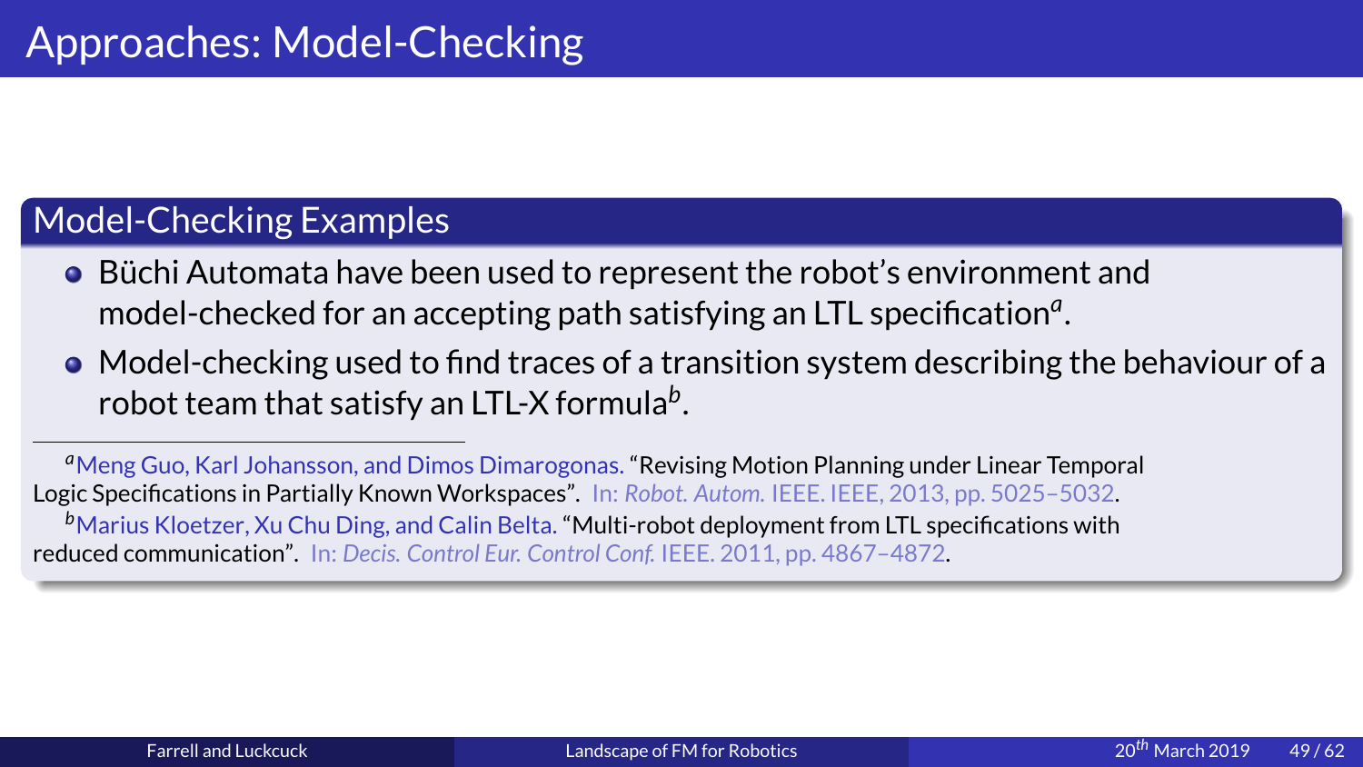# Approaches: Model-Checking

## Model-Checking Examples

- Büchi Automata have been used to represent the robot's environment and model-checked for an accepting path satisfying an LTL specification[a].
- Model-checking used to find traces of a transition system describing the behaviour of a robot team that satisfy an LTL-X formula[b].

---

[a] Meng Guo, Karl Johansson, and Dimos Dimarogonas. "Revising Motion Planning under Linear Temporal Logic Specifications in Partially Known Workspaces". In: *Robot. Autom.* IEEE. IEEE, 2013, pp. 5025–5032.

[b] Marius Kloetzer, Xu Chu Ding, and Calin Belta. "Multi-robot deployment from LTL specifications with reduced communication". In: *Decis. Control Eur. Control Conf.* IEEE. 2011, pp. 4867–4872.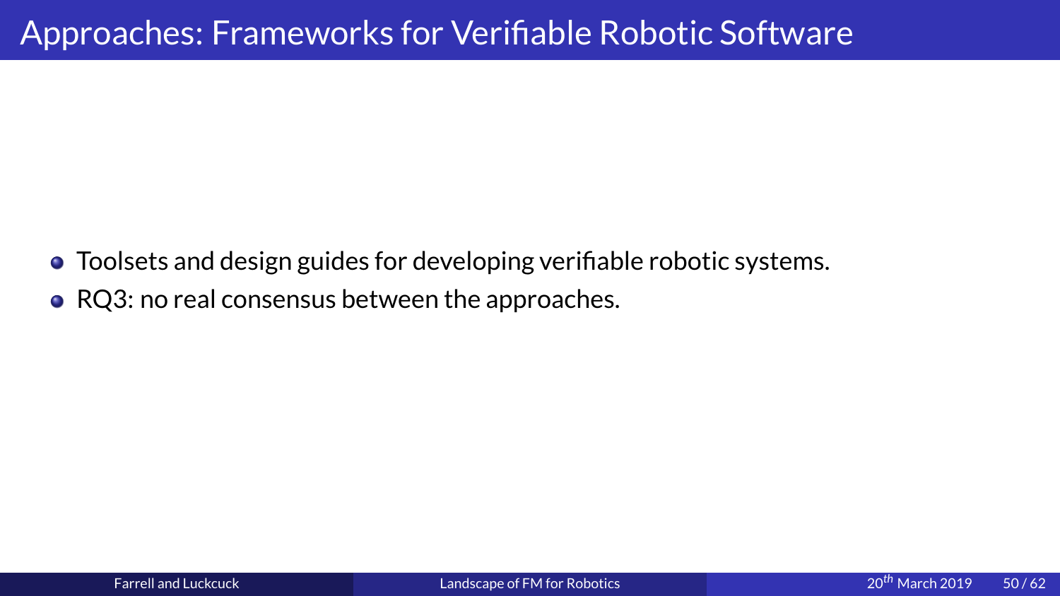# Approaches: Frameworks for Verifiable Robotic Software

- Toolsets and design guides for developing verifiable robotic systems.
- RQ3: no real consensus between the approaches.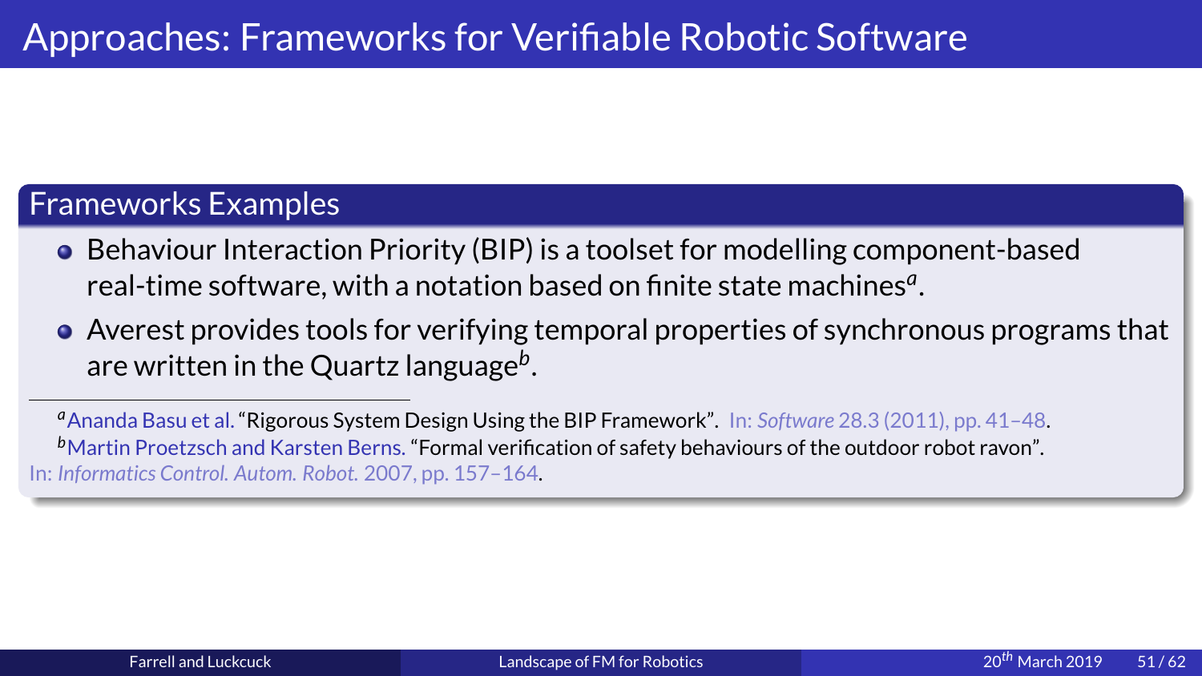# Approaches: Frameworks for Verifiable Robotic Software

## Frameworks Examples

- Behaviour Interaction Priority (BIP) is a toolset for modelling component-based real-time software, with a notation based on finite state machines[a].
- Averest provides tools for verifying temporal properties of synchronous programs that are written in the Quartz language[b].

---

[a] Ananda Basu et al. “Rigorous System Design Using the BIP Framework”. In: *Software* 28.3 (2011), pp. 41–48.

[b] Martin Proetzsch and Karsten Berns. “Formal verification of safety behaviours of the outdoor robot ravon”. In: *Informatics Control. Autom. Robot.* 2007, pp. 157–164.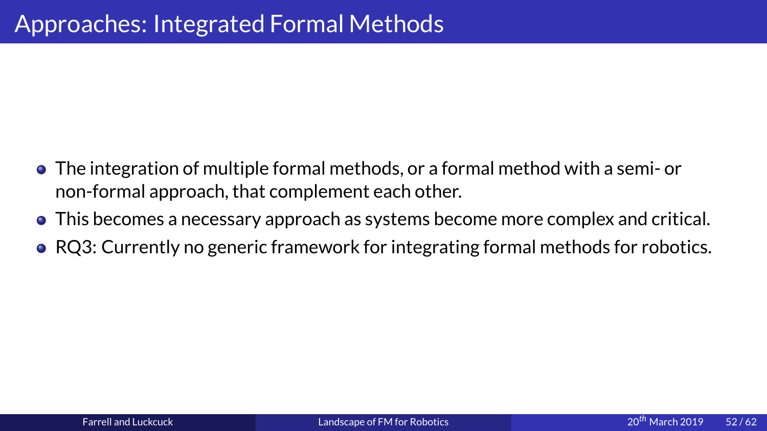# Approaches: Integrated Formal Methods

- The integration of multiple formal methods, or a formal method with a semi- or non-formal approach, that complement each other.
- This becomes a necessary approach as systems become more complex and critical.
- RQ3: Currently no generic framework for integrating formal methods for robotics.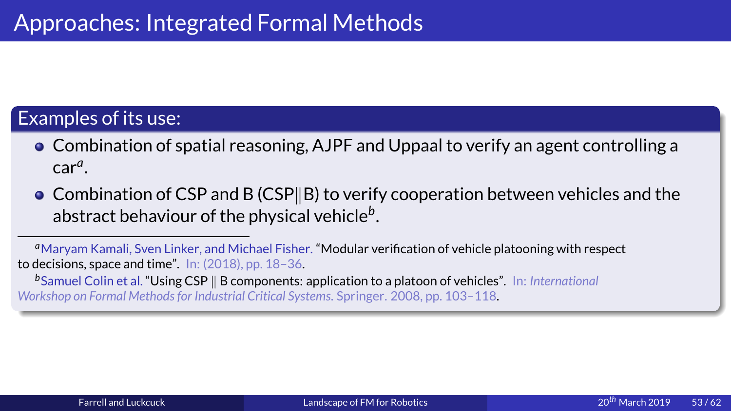# Approaches: Integrated Formal Methods

## Examples of its use:

- Combination of spatial reasoning, AJPF and Uppaal to verify an agent controlling a car[a].
- Combination of CSP and B (CSP||B) to verify cooperation between vehicles and the abstract behaviour of the physical vehicle[b].

---

[a] Maryam Kamali, Sven Linker, and Michael Fisher. "Modular verification of vehicle platooning with respect to decisions, space and time". In: (2018), pp. 18–36.

[b] Samuel Colin et al. "Using CSP || B components: application to a platoon of vehicles". In: *International Workshop on Formal Methods for Industrial Critical Systems*. Springer. 2008, pp. 103–118.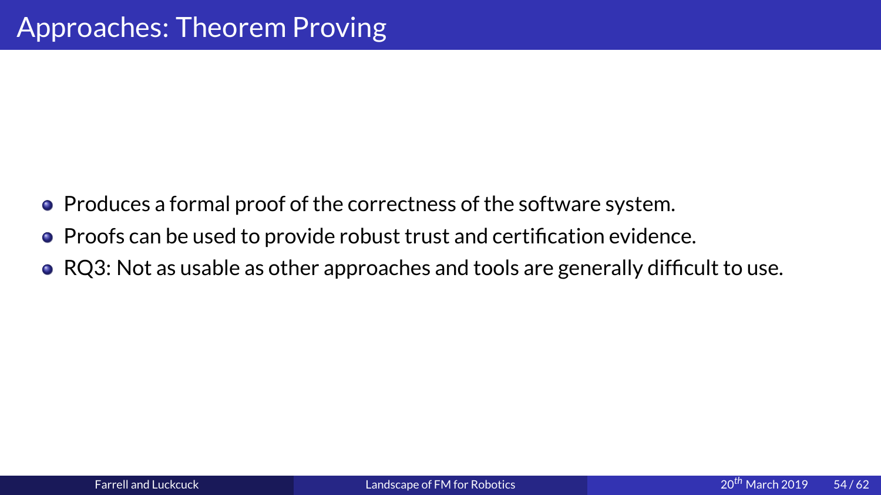# Approaches: Theorem Proving

- Produces a formal proof of the correctness of the software system.
- Proofs can be used to provide robust trust and certification evidence.
- RQ3: Not as usable as other approaches and tools are generally difficult to use.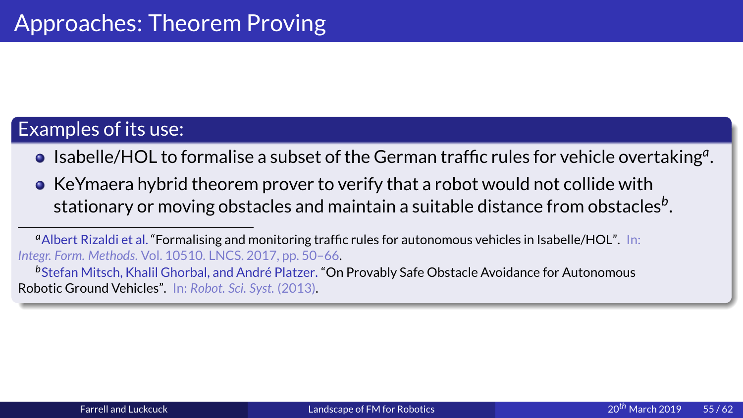# Approaches: Theorem Proving

## Examples of its use:

- Isabelle/HOL to formalise a subset of the German traffic rules for vehicle overtaking[a].
- KeYmaera hybrid theorem prover to verify that a robot would not collide with stationary or moving obstacles and maintain a suitable distance from obstacles[b].

---

[a] Albert Rizaldi et al. "Formalising and monitoring traffic rules for autonomous vehicles in Isabelle/HOL". In: *Integr. Form. Methods*. Vol. 10510. LNCS. 2017, pp. 50–66.

[b] Stefan Mitsch, Khalil Ghorbal, and André Platzer. "On Provably Safe Obstacle Avoidance for Autonomous Robotic Ground Vehicles". In: *Robot. Sci. Syst.* (2013).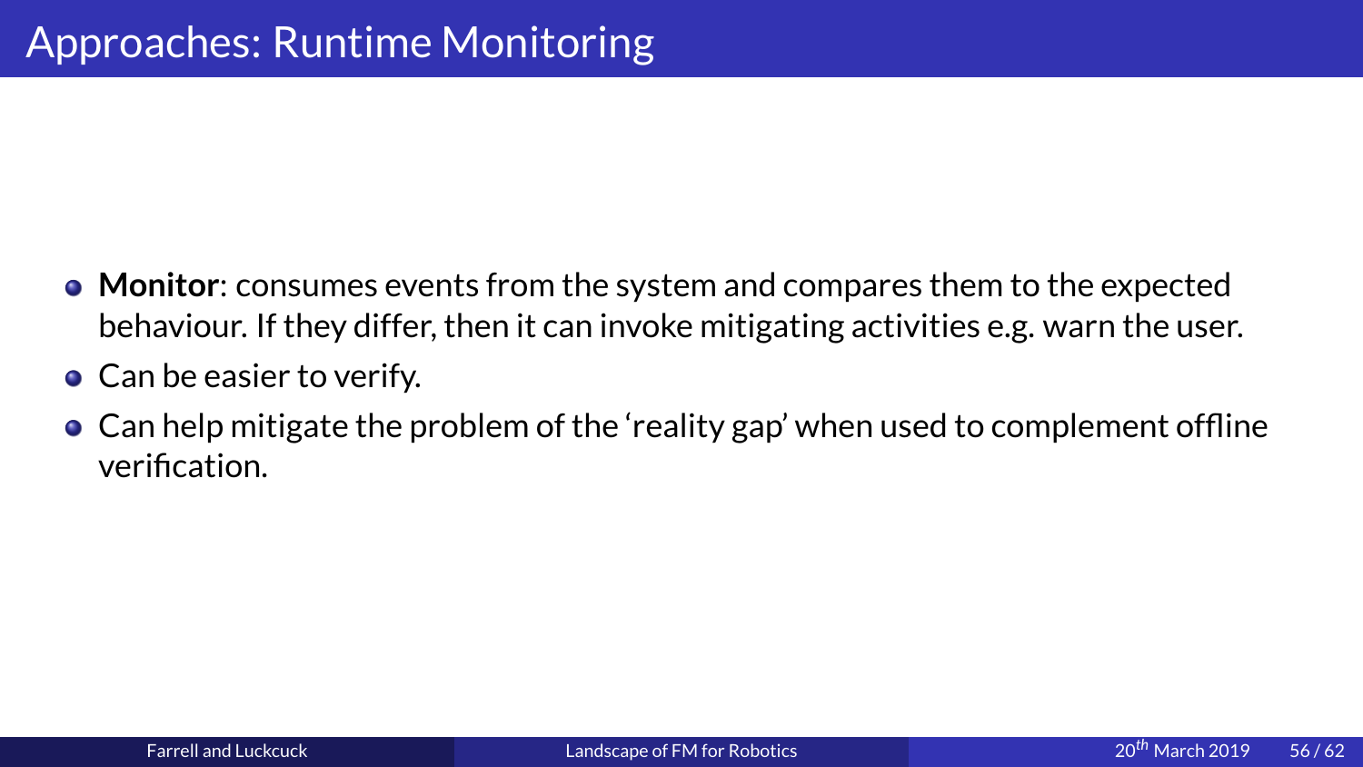# Approaches: Runtime Monitoring

- **Monitor**: consumes events from the system and compares them to the expected behaviour. If they differ, then it can invoke mitigating activities e.g. warn the user.
- Can be easier to verify.
- Can help mitigate the problem of the 'reality gap' when used to complement offline verification.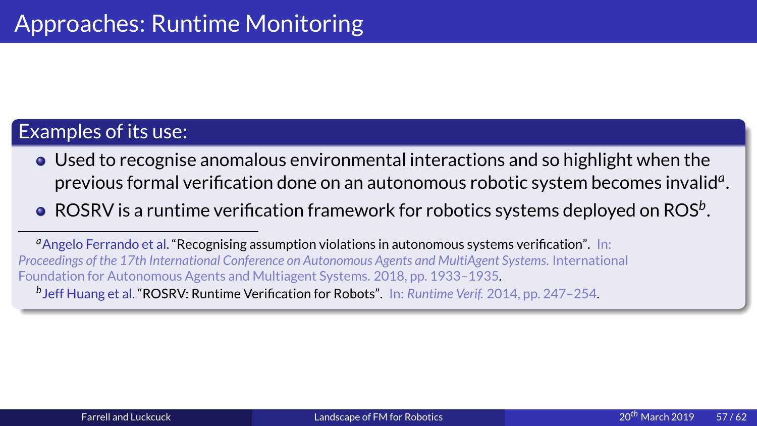# Approaches: Runtime Monitoring

## Examples of its use:

- Used to recognise anomalous environmental interactions and so highlight when the previous formal verification done on an autonomous robotic system becomes invalid[a].
- ROSRV is a runtime verification framework for robotics systems deployed on ROS[b].

[a] Angelo Ferrando et al. "Recognising assumption violations in autonomous systems verification". In: *Proceedings of the 17th International Conference on Autonomous Agents and MultiAgent Systems.* International Foundation for Autonomous Agents and Multiagent Systems. 2018, pp. 1933–1935.

[b] Jeff Huang et al. "ROSRV: Runtime Verification for Robots". In: *Runtime Verif.* 2014, pp. 247–254.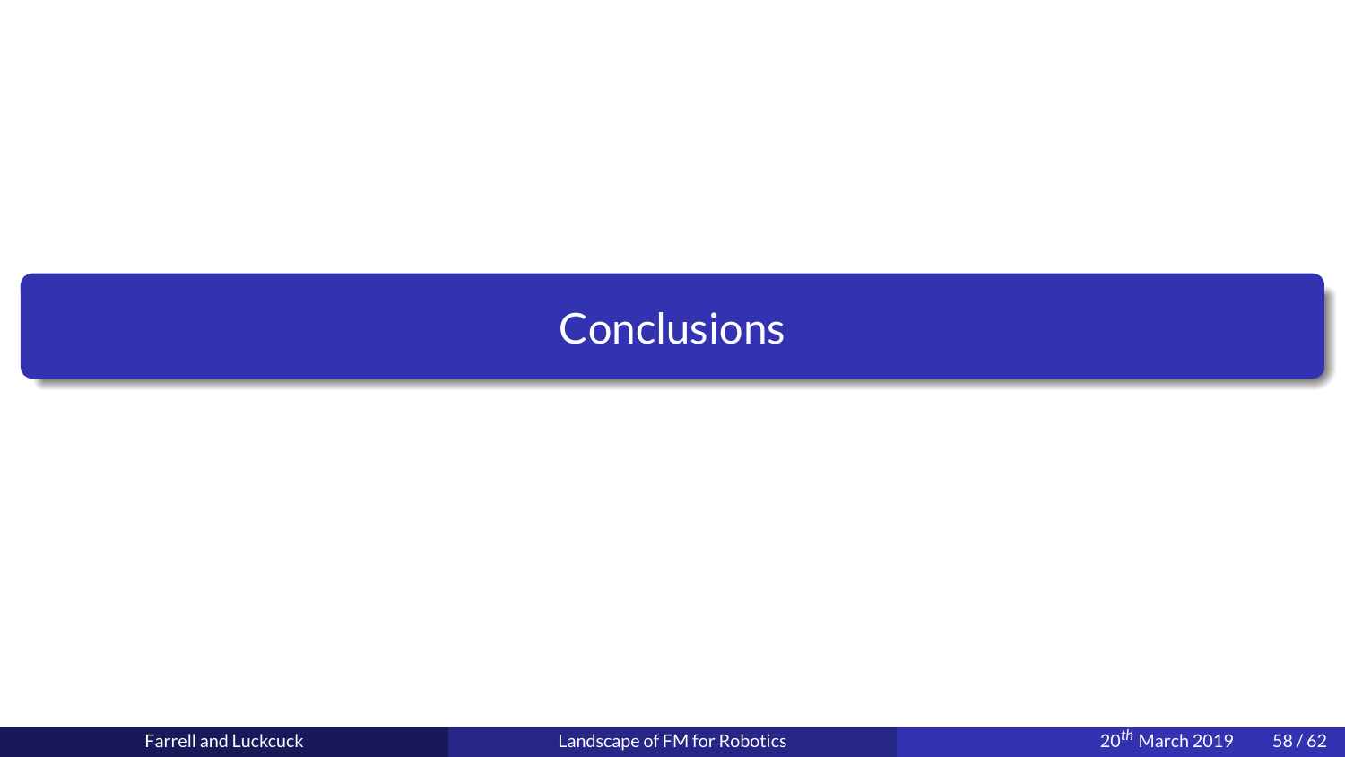# Conclusions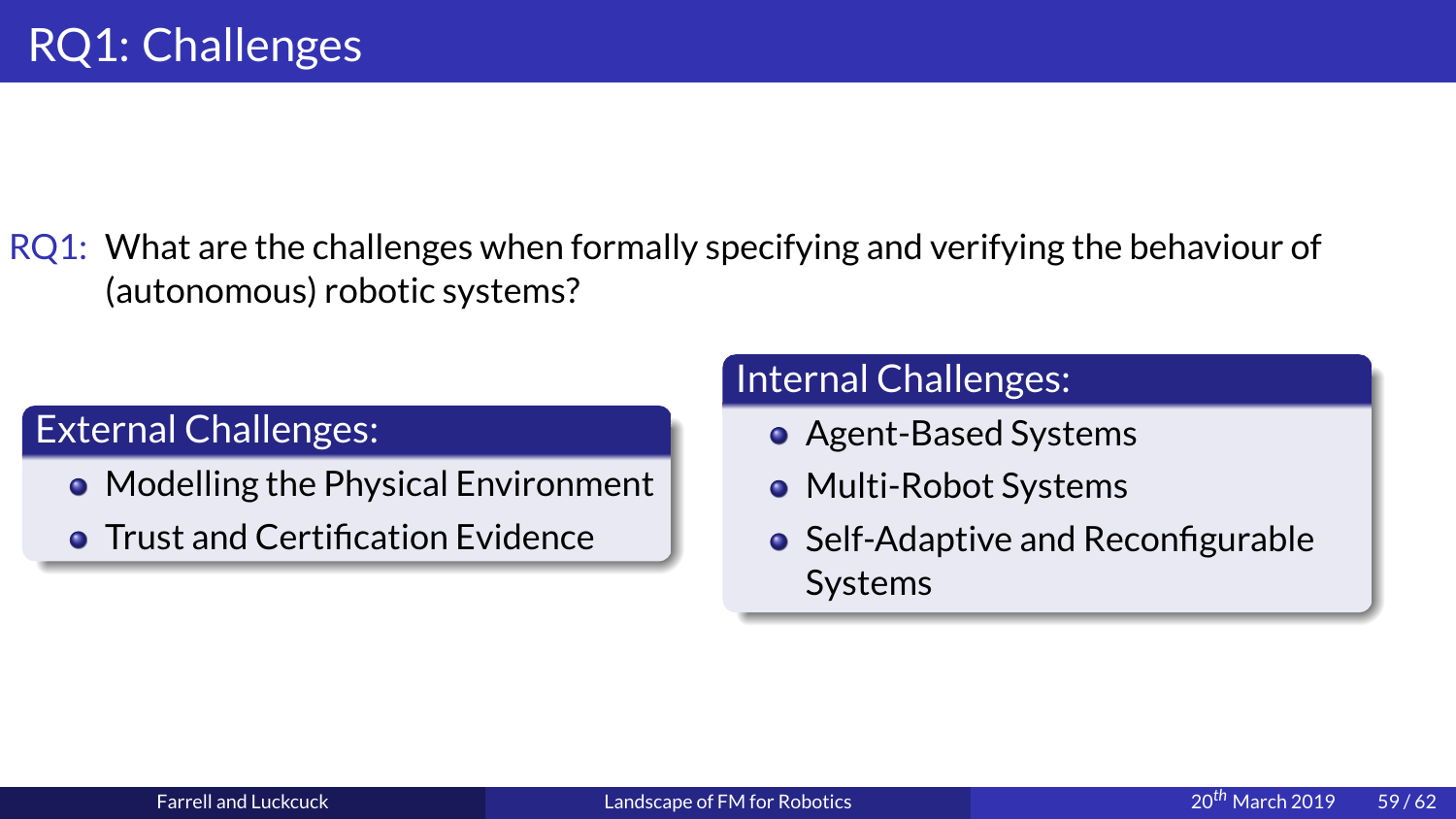# RQ1: Challenges

RQ1: What are the challenges when formally specifying and verifying the behaviour of (autonomous) robotic systems?

**External Challenges:**

- Modelling the Physical Environment
- Trust and Certification Evidence

**Internal Challenges:**

- Agent-Based Systems
- Multi-Robot Systems
- Self-Adaptive and Reconfigurable Systems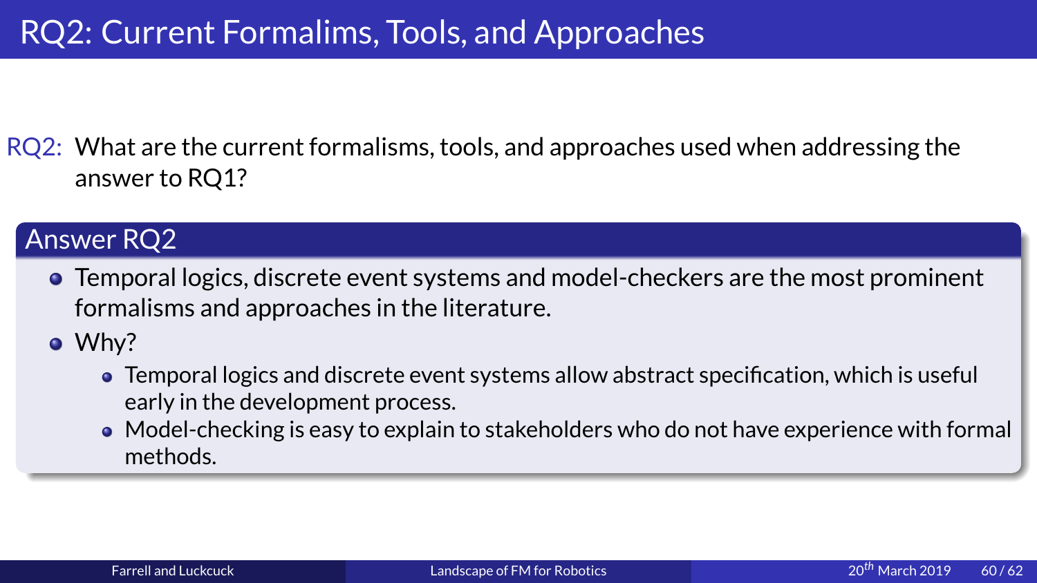# RQ2: Current Formalims, Tools, and Approaches

RQ2: What are the current formalisms, tools, and approaches used when addressing the answer to RQ1?

## Answer RQ2

- Temporal logics, discrete event systems and model-checkers are the most prominent formalisms and approaches in the literature.
- Why?
  - Temporal logics and discrete event systems allow abstract specification, which is useful early in the development process.
  - Model-checking is easy to explain to stakeholders who do not have experience with formal methods.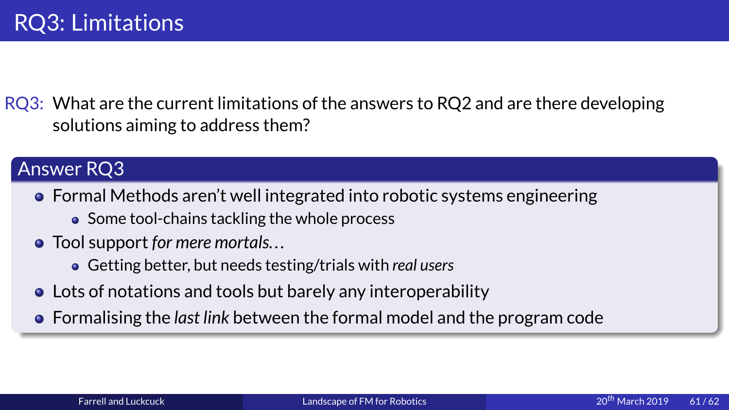# RQ3: Limitations

RQ3: What are the current limitations of the answers to RQ2 and are there developing solutions aiming to address them?

## Answer RQ3

- Formal Methods aren't well integrated into robotic systems engineering
  - Some tool-chains tackling the whole process
- Tool support *for mere mortals…*
  - Getting better, but needs testing/trials with *real users*
- Lots of notations and tools but barely any interoperability
- Formalising the *last link* between the formal model and the program code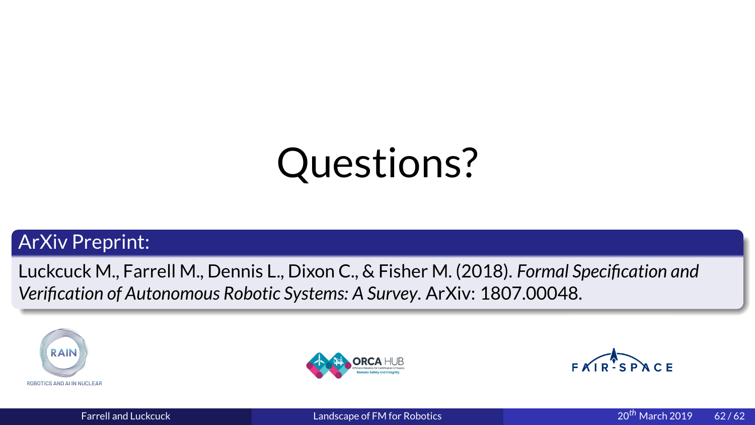# Questions?

**ArXiv Preprint:**

Luckcuck M., Farrell M., Dennis L., Dixon C., & Fisher M. (2018). *Formal Specification and Verification of Autonomous Robotic Systems: A Survey*. ArXiv: 1807.00048.